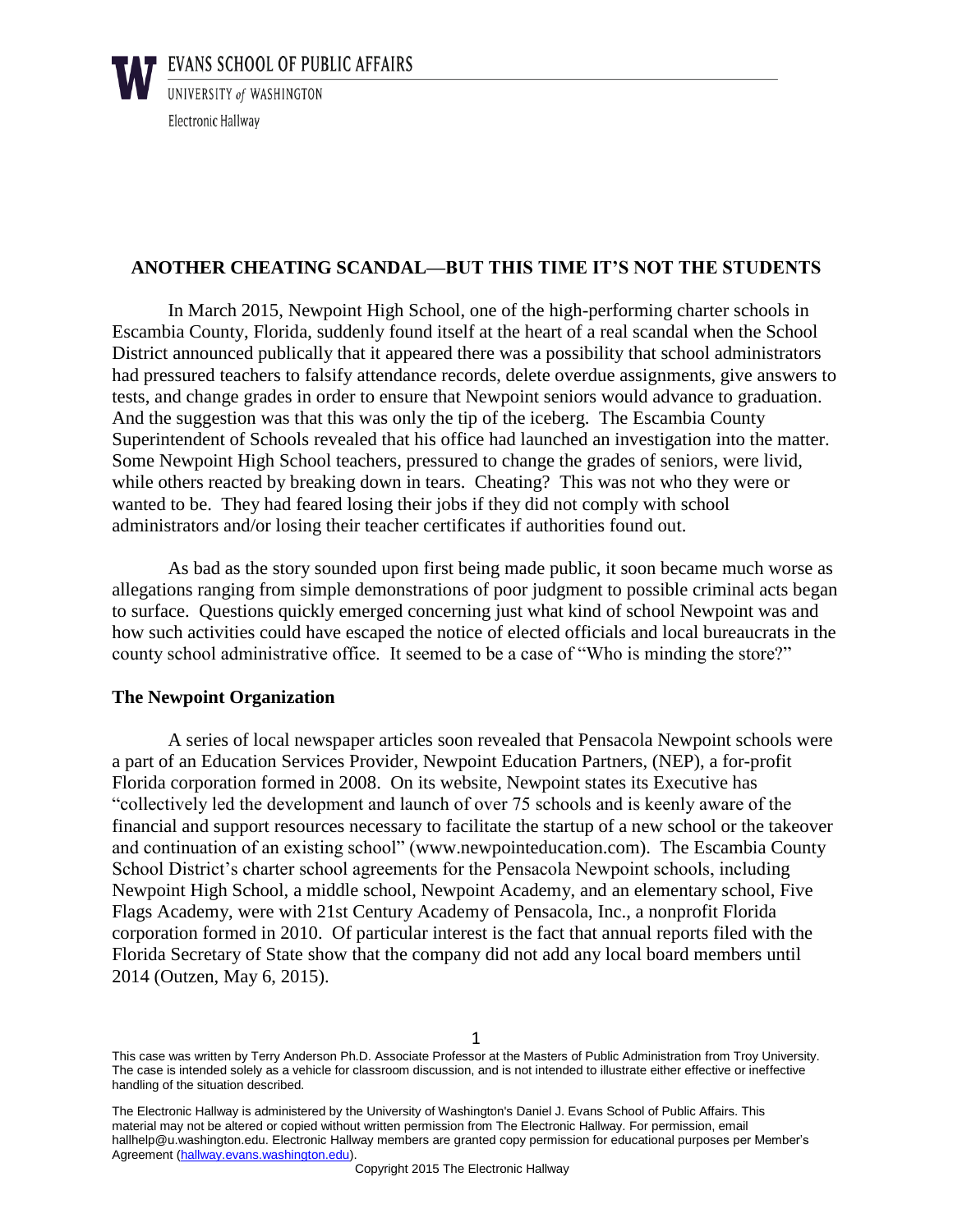EVANS SCHOOL OF PUBLIC AFFAIRS

UNIVERSITY of WASHINGTON

Electronic Hallway

# ANOTHER CHEATING SCANDAL—BUT THIS TIME IT'S NOT THE STUDENTS

In March 2015, Newpoint High School, one of the high-performing charter schools in Escambia County, Florida, suddenly found itself at the heart of a real scandal when the School District announced publically that it appeared there was a possibility that school administrators had pressured teachers to falsify attendance records, delete overdue assignments, give answers to tests, and change grades in order to ensure that Newpoint seniors would advance to graduation. And the suggestion was that this was only the tip of the iceberg. The Escambia County Superintendent of Schools revealed that his office had launched an investigation into the matter. Some Newpoint High School teachers, pressured to change the grades of seniors, were livid, while others reacted by breaking down in tears. Cheating? This was not who they were or wanted to be. They had feared losing their jobs if they did not comply with school administrators and/or losing their teacher certificates if authorities found out.

As bad as the story sounded upon first being made public, it soon became much worse as allegations ranging from simple demonstrations of poor judgment to possible criminal acts began to surface. Questions quickly emerged concerning just what kind of school Newpoint was and how such activities could have escaped the notice of elected officials and local bureaucrats in the county school administrative office. It seemed to be a case of "Who is minding the store?"

## The Newpoint Organization

A series of local newspaper articles soon revealed that Pensacola Newpoint schools were a part of an Education Services Provider, Newpoint Education Partners, (NEP), a for-profit Florida corporation formed in 2008. On its website, Newpoint states its Executive has "collectively led the development and launch of over 75 schools and is keenly aware of the financial and support resources necessary to facilitate the startup of a new school or the takeover and continuation of an existing school" (www.newpointeducation.com). The Escambia County School District's charter school agreements for the Pensacola Newpoint schools, including Newpoint High School, a middle school, Newpoint Academy, and an elementary school, Five Flags Academy, were with 21st Century Academy of Pensacola, Inc., a nonprofit Florida corporation formed in 2010. Of particular interest is the fact that annual reports filed with the Florida Secretary of State show that the company did not add any local board members until 2014 (Outzen, May 6, 2015).

This case was written by Terry Anderson Ph.D. Associate Professor at the Masters of Public Administration from Troy University. The case is intended solely as a vehicle for classroom discussion, and is not intended to illustrate either effective or ineffective handling of the situation described.

The Electronic Hallway is administered by the University of Washington's Daniel J. Evans School of Public Affairs. This material may not be altered or copied without written permission from The Electronic Hallway. For permission, email hallhelp@u.washington.edu. Electronic Hallway members are granted copy permission for educational purposes per Member's Agreement (hallway.evans.washington.edu).

Copyright 2015 The Electronic Hallway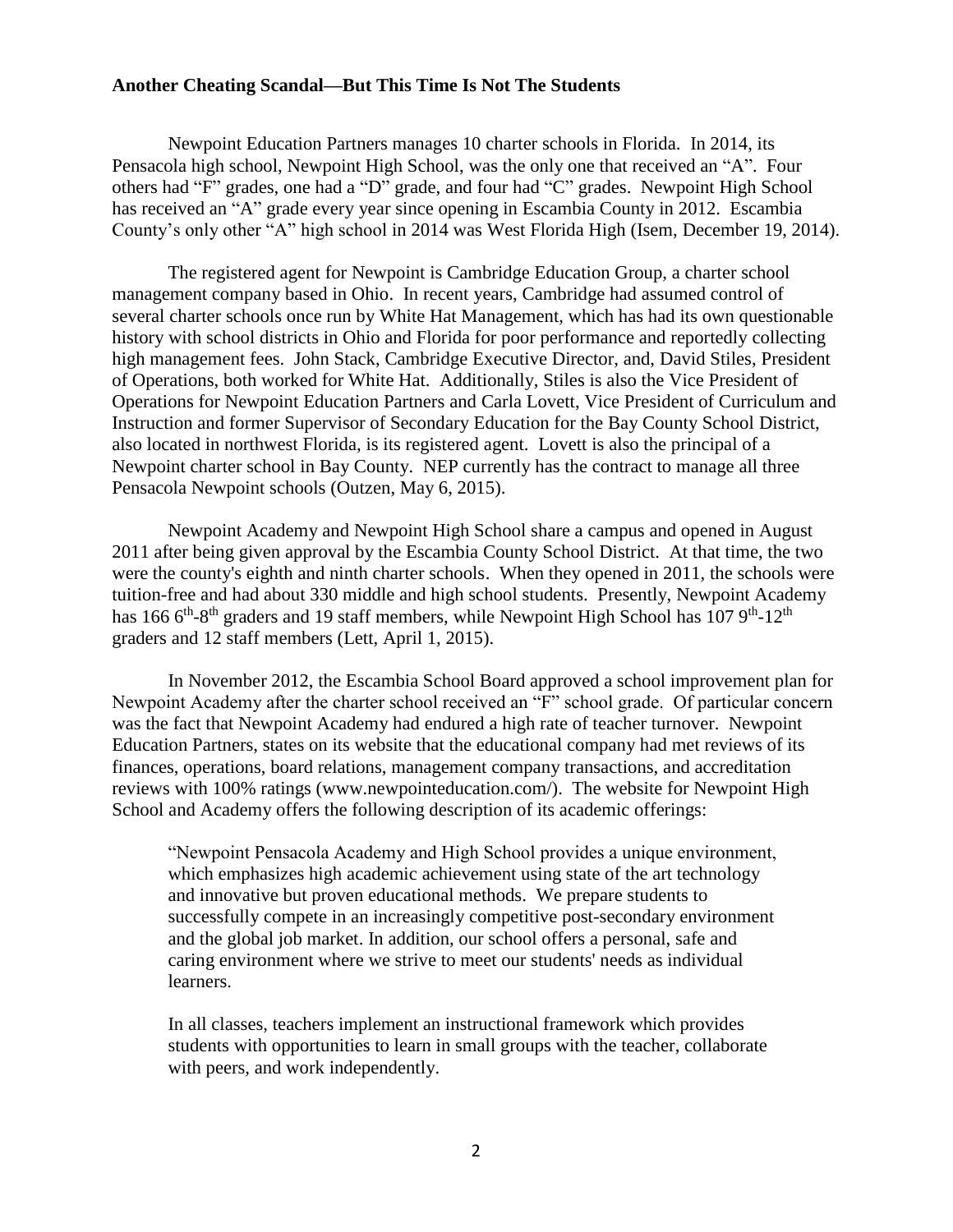**Another Cheating Scandal—But This Time Is Not The Students**

Newpoint Education Partners manages 10 charter schools in Florida. In 2014, its Pensacola high school, Newpoint High School, was the only one that received an "A". Four others had "F" grades, one had a "D" grade, and four had "C" grades. Newpoint High School has received an "A" grade every year since opening in Escambia County in 2012. Escambia County's only other "A" high school in 2014 was West Florida High (Isem, December 19, 2014).

The registered agent for Newpoint is Cambridge Education Group, a charter school management company based in Ohio. In recent years, Cambridge had assumed control of several charter schools once run by White Hat Management, which has had its own questionable history with school districts in Ohio and Florida for poor performance and reportedly collecting high management fees. John Stack, Cambridge Executive Director, and, David Stiles, President of Operations, both worked for White Hat. Additionally, Stiles is also the Vice President of Operations for Newpoint Education Partners and Carla Lovett, Vice President of Curriculum and Instruction and former Supervisor of Secondary Education for the Bay County School District, also located in northwest Florida, is its registered agent. Lovett is also the principal of a Newpoint charter school in Bay County. NEP currently has the contract to manage all three Pensacola Newpoint schools (Outzen, May 6, 2015).

Newpoint Academy and Newpoint High School share a campus and opened in August 2011 after being given approval by the Escambia County School District. At that time, the two were the county's eighth and ninth charter schools. When they opened in 2011, the schools were tuition-free and had about 330 middle and high school students. Presently, Newpoint Academy has 166 6th-8th graders and 19 staff members, while Newpoint High School has 107 9th-12th graders and 12 staff members (Lett, April 1, 2015).

In November 2012, the Escambia School Board approved a school improvement plan for Newpoint Academy after the charter school received an "F" school grade. Of particular concern was the fact that Newpoint Academy had endured a high rate of teacher turnover. Newpoint Education Partners, states on its website that the educational company had met reviews of its finances, operations, board relations, management company transactions, and accreditation reviews with 100% ratings (www.newpointeducation.com/). The website for Newpoint High School and Academy offers the following description of its academic offerings:

> "Newpoint Pensacola Academy and High School provides a unique environment, which emphasizes high academic achievement using state of the art technology and innovative but proven educational methods. We prepare students to successfully compete in an increasingly competitive post-secondary environment and the global job market. In addition, our school offers a personal, safe and caring environment where we strive to meet our students' needs as individual learners.
>
> In all classes, teachers implement an instructional framework which provides students with opportunities to learn in small groups with the teacher, collaborate with peers, and work independently.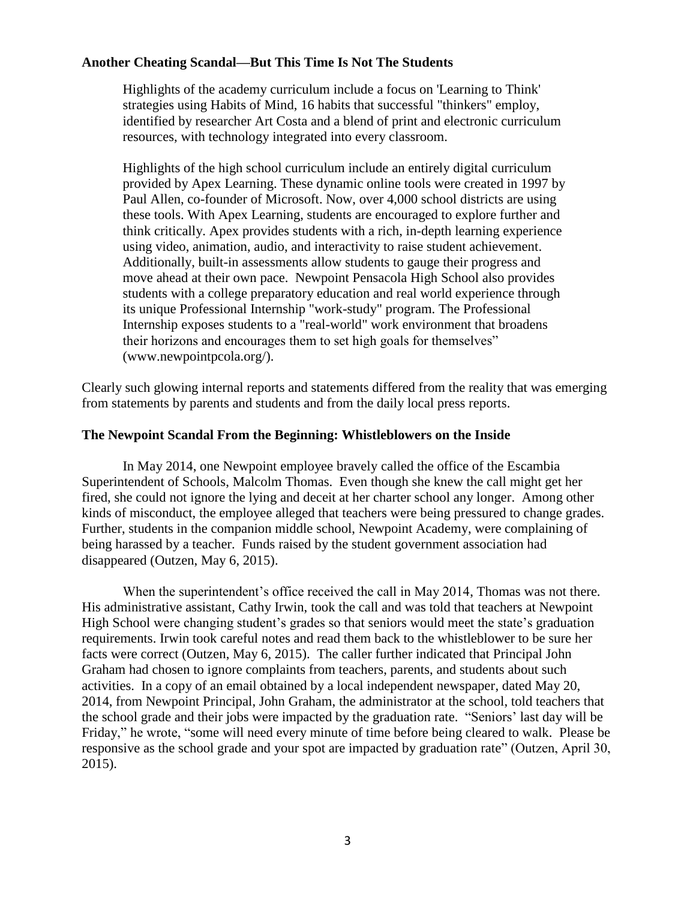**Another Cheating Scandal—But This Time Is Not The Students**

> Highlights of the academy curriculum include a focus on 'Learning to Think' strategies using Habits of Mind, 16 habits that successful "thinkers" employ, identified by researcher Art Costa and a blend of print and electronic curriculum resources, with technology integrated into every classroom.
>
> Highlights of the high school curriculum include an entirely digital curriculum provided by Apex Learning. These dynamic online tools were created in 1997 by Paul Allen, co-founder of Microsoft. Now, over 4,000 school districts are using these tools. With Apex Learning, students are encouraged to explore further and think critically. Apex provides students with a rich, in-depth learning experience using video, animation, audio, and interactivity to raise student achievement. Additionally, built-in assessments allow students to gauge their progress and move ahead at their own pace. Newpoint Pensacola High School also provides students with a college preparatory education and real world experience through its unique Professional Internship "work-study" program. The Professional Internship exposes students to a "real-world" work environment that broadens their horizons and encourages them to set high goals for themselves" (www.newpointpcola.org/).

Clearly such glowing internal reports and statements differed from the reality that was emerging from statements by parents and students and from the daily local press reports.

**The Newpoint Scandal From the Beginning: Whistleblowers on the Inside**

In May 2014, one Newpoint employee bravely called the office of the Escambia Superintendent of Schools, Malcolm Thomas. Even though she knew the call might get her fired, she could not ignore the lying and deceit at her charter school any longer. Among other kinds of misconduct, the employee alleged that teachers were being pressured to change grades. Further, students in the companion middle school, Newpoint Academy, were complaining of being harassed by a teacher. Funds raised by the student government association had disappeared (Outzen, May 6, 2015).

When the superintendent's office received the call in May 2014, Thomas was not there. His administrative assistant, Cathy Irwin, took the call and was told that teachers at Newpoint High School were changing student's grades so that seniors would meet the state's graduation requirements. Irwin took careful notes and read them back to the whistleblower to be sure her facts were correct (Outzen, May 6, 2015). The caller further indicated that Principal John Graham had chosen to ignore complaints from teachers, parents, and students about such activities. In a copy of an email obtained by a local independent newspaper, dated May 20, 2014, from Newpoint Principal, John Graham, the administrator at the school, told teachers that the school grade and their jobs were impacted by the graduation rate. "Seniors' last day will be Friday," he wrote, "some will need every minute of time before being cleared to walk. Please be responsive as the school grade and your spot are impacted by graduation rate" (Outzen, April 30, 2015).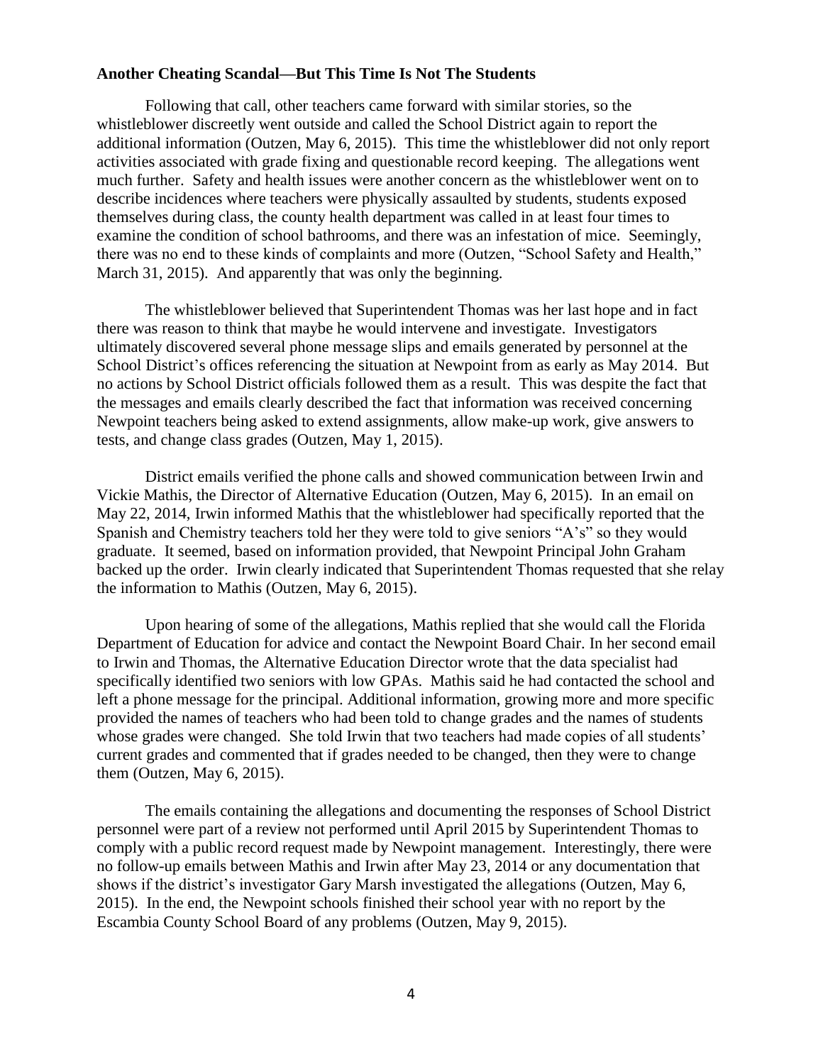**Another Cheating Scandal—But This Time Is Not The Students**

Following that call, other teachers came forward with similar stories, so the whistleblower discreetly went outside and called the School District again to report the additional information (Outzen, May 6, 2015). This time the whistleblower did not only report activities associated with grade fixing and questionable record keeping. The allegations went much further. Safety and health issues were another concern as the whistleblower went on to describe incidences where teachers were physically assaulted by students, students exposed themselves during class, the county health department was called in at least four times to examine the condition of school bathrooms, and there was an infestation of mice. Seemingly, there was no end to these kinds of complaints and more (Outzen, "School Safety and Health," March 31, 2015). And apparently that was only the beginning.

The whistleblower believed that Superintendent Thomas was her last hope and in fact there was reason to think that maybe he would intervene and investigate. Investigators ultimately discovered several phone message slips and emails generated by personnel at the School District's offices referencing the situation at Newpoint from as early as May 2014. But no actions by School District officials followed them as a result. This was despite the fact that the messages and emails clearly described the fact that information was received concerning Newpoint teachers being asked to extend assignments, allow make-up work, give answers to tests, and change class grades (Outzen, May 1, 2015).

District emails verified the phone calls and showed communication between Irwin and Vickie Mathis, the Director of Alternative Education (Outzen, May 6, 2015). In an email on May 22, 2014, Irwin informed Mathis that the whistleblower had specifically reported that the Spanish and Chemistry teachers told her they were told to give seniors "A's" so they would graduate. It seemed, based on information provided, that Newpoint Principal John Graham backed up the order. Irwin clearly indicated that Superintendent Thomas requested that she relay the information to Mathis (Outzen, May 6, 2015).

Upon hearing of some of the allegations, Mathis replied that she would call the Florida Department of Education for advice and contact the Newpoint Board Chair. In her second email to Irwin and Thomas, the Alternative Education Director wrote that the data specialist had specifically identified two seniors with low GPAs. Mathis said he had contacted the school and left a phone message for the principal. Additional information, growing more and more specific provided the names of teachers who had been told to change grades and the names of students whose grades were changed. She told Irwin that two teachers had made copies of all students' current grades and commented that if grades needed to be changed, then they were to change them (Outzen, May 6, 2015).

The emails containing the allegations and documenting the responses of School District personnel were part of a review not performed until April 2015 by Superintendent Thomas to comply with a public record request made by Newpoint management. Interestingly, there were no follow-up emails between Mathis and Irwin after May 23, 2014 or any documentation that shows if the district's investigator Gary Marsh investigated the allegations (Outzen, May 6, 2015). In the end, the Newpoint schools finished their school year with no report by the Escambia County School Board of any problems (Outzen, May 9, 2015).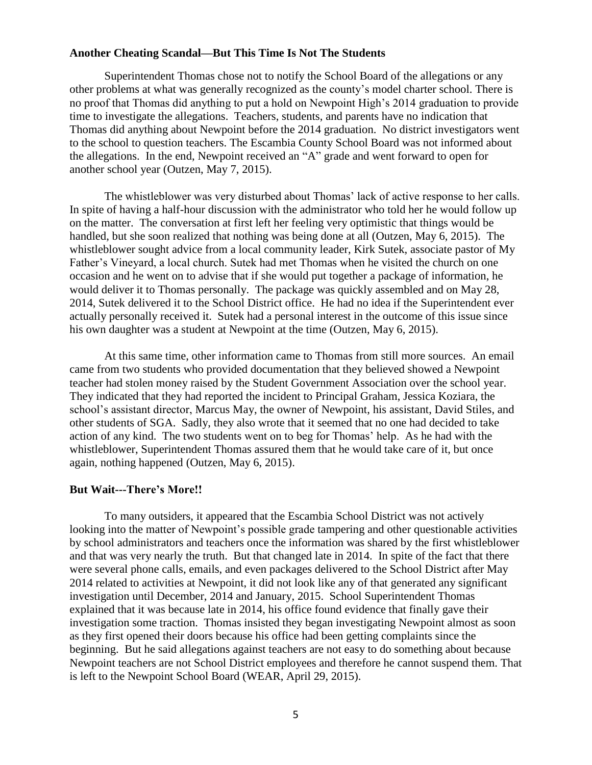### Another Cheating Scandal—But This Time Is Not The Students

Superintendent Thomas chose not to notify the School Board of the allegations or any other problems at what was generally recognized as the county's model charter school. There is no proof that Thomas did anything to put a hold on Newpoint High's 2014 graduation to provide time to investigate the allegations. Teachers, students, and parents have no indication that Thomas did anything about Newpoint before the 2014 graduation. No district investigators went to the school to question teachers. The Escambia County School Board was not informed about the allegations. In the end, Newpoint received an "A" grade and went forward to open for another school year (Outzen, May 7, 2015).

The whistleblower was very disturbed about Thomas' lack of active response to her calls. In spite of having a half-hour discussion with the administrator who told her he would follow up on the matter. The conversation at first left her feeling very optimistic that things would be handled, but she soon realized that nothing was being done at all (Outzen, May 6, 2015). The whistleblower sought advice from a local community leader, Kirk Sutek, associate pastor of My Father's Vineyard, a local church. Sutek had met Thomas when he visited the church on one occasion and he went on to advise that if she would put together a package of information, he would deliver it to Thomas personally. The package was quickly assembled and on May 28, 2014, Sutek delivered it to the School District office. He had no idea if the Superintendent ever actually personally received it. Sutek had a personal interest in the outcome of this issue since his own daughter was a student at Newpoint at the time (Outzen, May 6, 2015).

At this same time, other information came to Thomas from still more sources. An email came from two students who provided documentation that they believed showed a Newpoint teacher had stolen money raised by the Student Government Association over the school year. They indicated that they had reported the incident to Principal Graham, Jessica Koziara, the school's assistant director, Marcus May, the owner of Newpoint, his assistant, David Stiles, and other students of SGA. Sadly, they also wrote that it seemed that no one had decided to take action of any kind. The two students went on to beg for Thomas' help. As he had with the whistleblower, Superintendent Thomas assured them that he would take care of it, but once again, nothing happened (Outzen, May 6, 2015).

### But Wait---There's More!!

To many outsiders, it appeared that the Escambia School District was not actively looking into the matter of Newpoint's possible grade tampering and other questionable activities by school administrators and teachers once the information was shared by the first whistleblower and that was very nearly the truth. But that changed late in 2014. In spite of the fact that there were several phone calls, emails, and even packages delivered to the School District after May 2014 related to activities at Newpoint, it did not look like any of that generated any significant investigation until December, 2014 and January, 2015. School Superintendent Thomas explained that it was because late in 2014, his office found evidence that finally gave their investigation some traction. Thomas insisted they began investigating Newpoint almost as soon as they first opened their doors because his office had been getting complaints since the beginning. But he said allegations against teachers are not easy to do something about because Newpoint teachers are not School District employees and therefore he cannot suspend them. That is left to the Newpoint School Board (WEAR, April 29, 2015).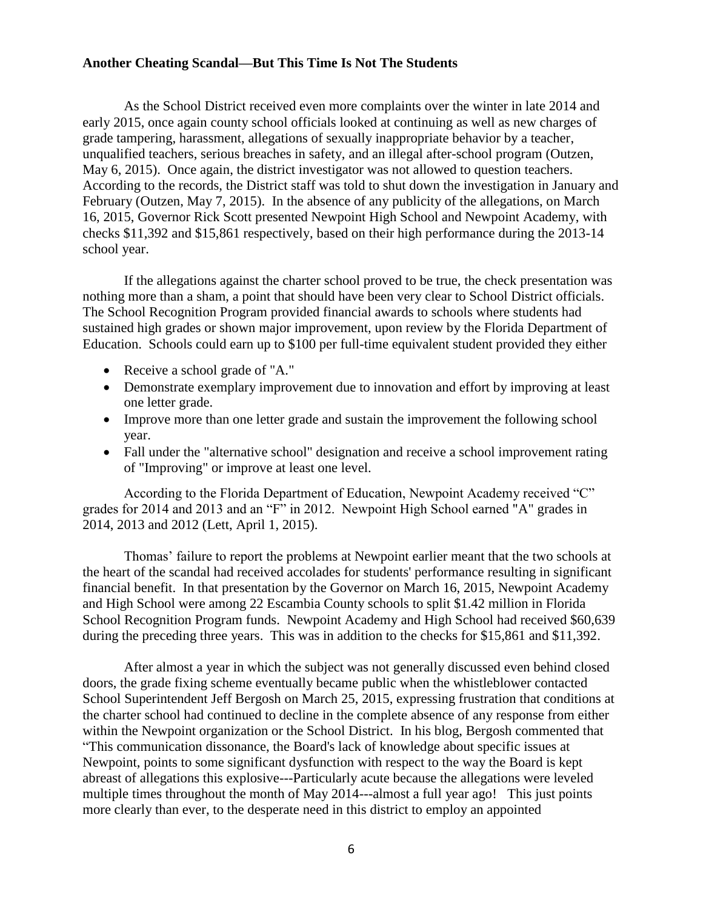**Another Cheating Scandal—But This Time Is Not The Students**

As the School District received even more complaints over the winter in late 2014 and early 2015, once again county school officials looked at continuing as well as new charges of grade tampering, harassment, allegations of sexually inappropriate behavior by a teacher, unqualified teachers, serious breaches in safety, and an illegal after-school program (Outzen, May 6, 2015). Once again, the district investigator was not allowed to question teachers. According to the records, the District staff was told to shut down the investigation in January and February (Outzen, May 7, 2015). In the absence of any publicity of the allegations, on March 16, 2015, Governor Rick Scott presented Newpoint High School and Newpoint Academy, with checks $11,392 and $15,861 respectively, based on their high performance during the 2013-14 school year.

If the allegations against the charter school proved to be true, the check presentation was nothing more than a sham, a point that should have been very clear to School District officials. The School Recognition Program provided financial awards to schools where students had sustained high grades or shown major improvement, upon review by the Florida Department of Education. Schools could earn up to $100 per full-time equivalent student provided they either

- Receive a school grade of "A."
- Demonstrate exemplary improvement due to innovation and effort by improving at least one letter grade.
- Improve more than one letter grade and sustain the improvement the following school year.
- Fall under the "alternative school" designation and receive a school improvement rating of "Improving" or improve at least one level.

According to the Florida Department of Education, Newpoint Academy received "C" grades for 2014 and 2013 and an "F" in 2012. Newpoint High School earned "A" grades in 2014, 2013 and 2012 (Lett, April 1, 2015).

Thomas' failure to report the problems at Newpoint earlier meant that the two schools at the heart of the scandal had received accolades for students' performance resulting in significant financial benefit. In that presentation by the Governor on March 16, 2015, Newpoint Academy and High School were among 22 Escambia County schools to split $1.42 million in Florida School Recognition Program funds. Newpoint Academy and High School had received $60,639 during the preceding three years. This was in addition to the checks for $15,861 and $11,392.

After almost a year in which the subject was not generally discussed even behind closed doors, the grade fixing scheme eventually became public when the whistleblower contacted School Superintendent Jeff Bergosh on March 25, 2015, expressing frustration that conditions at the charter school had continued to decline in the complete absence of any response from either within the Newpoint organization or the School District. In his blog, Bergosh commented that "This communication dissonance, the Board's lack of knowledge about specific issues at Newpoint, points to some significant dysfunction with respect to the way the Board is kept abreast of allegations this explosive---Particularly acute because the allegations were leveled multiple times throughout the month of May 2014---almost a full year ago! This just points more clearly than ever, to the desperate need in this district to employ an appointed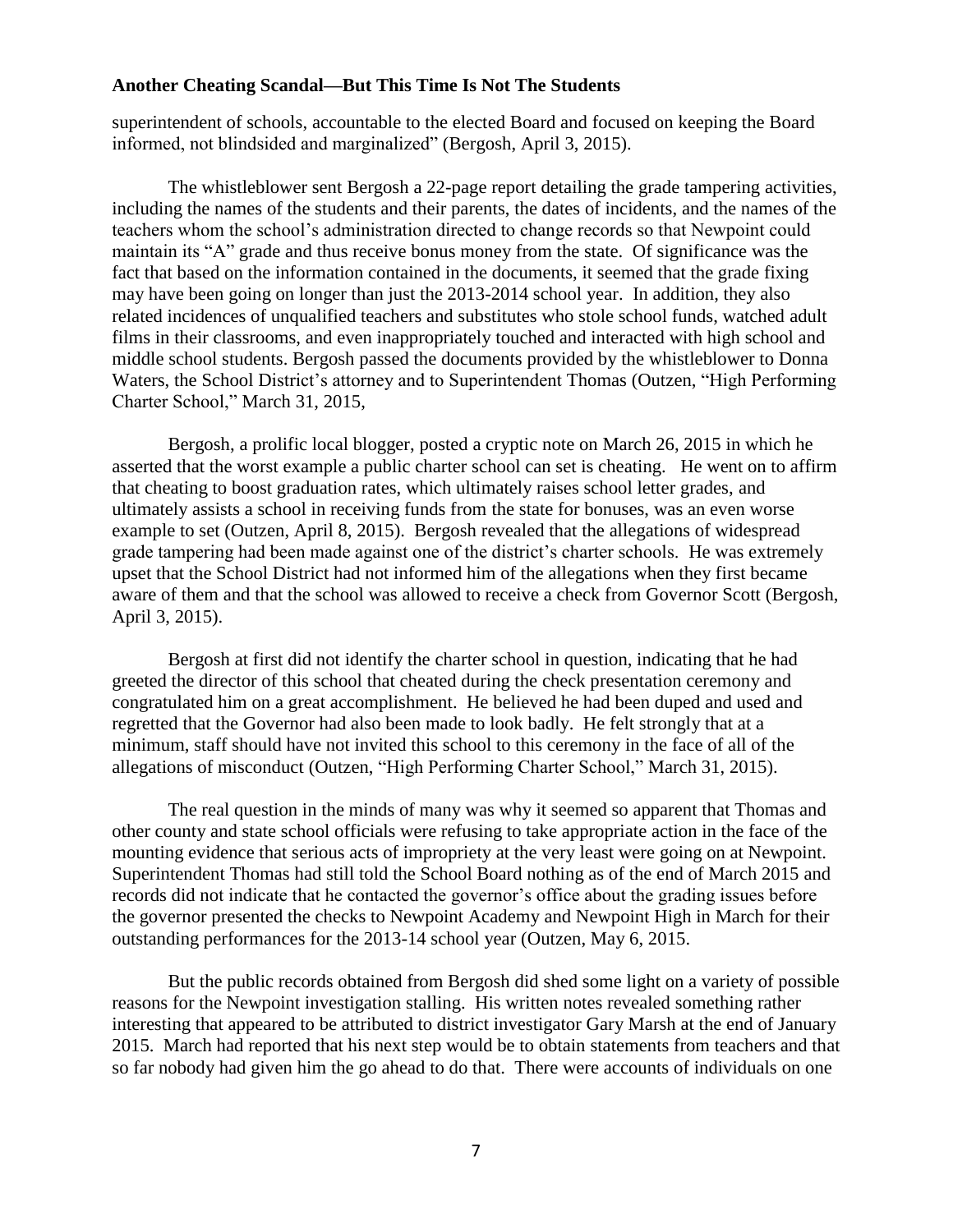superintendent of schools, accountable to the elected Board and focused on keeping the Board informed, not blindsided and marginalized" (Bergosh, April 3, 2015).

The whistleblower sent Bergosh a 22-page report detailing the grade tampering activities, including the names of the students and their parents, the dates of incidents, and the names of the teachers whom the school's administration directed to change records so that Newpoint could maintain its "A" grade and thus receive bonus money from the state. Of significance was the fact that based on the information contained in the documents, it seemed that the grade fixing may have been going on longer than just the 2013-2014 school year. In addition, they also related incidences of unqualified teachers and substitutes who stole school funds, watched adult films in their classrooms, and even inappropriately touched and interacted with high school and middle school students. Bergosh passed the documents provided by the whistleblower to Donna Waters, the School District's attorney and to Superintendent Thomas (Outzen, "High Performing Charter School," March 31, 2015,

Bergosh, a prolific local blogger, posted a cryptic note on March 26, 2015 in which he asserted that the worst example a public charter school can set is cheating. He went on to affirm that cheating to boost graduation rates, which ultimately raises school letter grades, and ultimately assists a school in receiving funds from the state for bonuses, was an even worse example to set (Outzen, April 8, 2015). Bergosh revealed that the allegations of widespread grade tampering had been made against one of the district's charter schools. He was extremely upset that the School District had not informed him of the allegations when they first became aware of them and that the school was allowed to receive a check from Governor Scott (Bergosh, April 3, 2015).

Bergosh at first did not identify the charter school in question, indicating that he had greeted the director of this school that cheated during the check presentation ceremony and congratulated him on a great accomplishment. He believed he had been duped and used and regretted that the Governor had also been made to look badly. He felt strongly that at a minimum, staff should have not invited this school to this ceremony in the face of all of the allegations of misconduct (Outzen, "High Performing Charter School," March 31, 2015).

The real question in the minds of many was why it seemed so apparent that Thomas and other county and state school officials were refusing to take appropriate action in the face of the mounting evidence that serious acts of impropriety at the very least were going on at Newpoint. Superintendent Thomas had still told the School Board nothing as of the end of March 2015 and records did not indicate that he contacted the governor's office about the grading issues before the governor presented the checks to Newpoint Academy and Newpoint High in March for their outstanding performances for the 2013-14 school year (Outzen, May 6, 2015.

But the public records obtained from Bergosh did shed some light on a variety of possible reasons for the Newpoint investigation stalling. His written notes revealed something rather interesting that appeared to be attributed to district investigator Gary Marsh at the end of January 2015. March had reported that his next step would be to obtain statements from teachers and that so far nobody had given him the go ahead to do that. There were accounts of individuals on one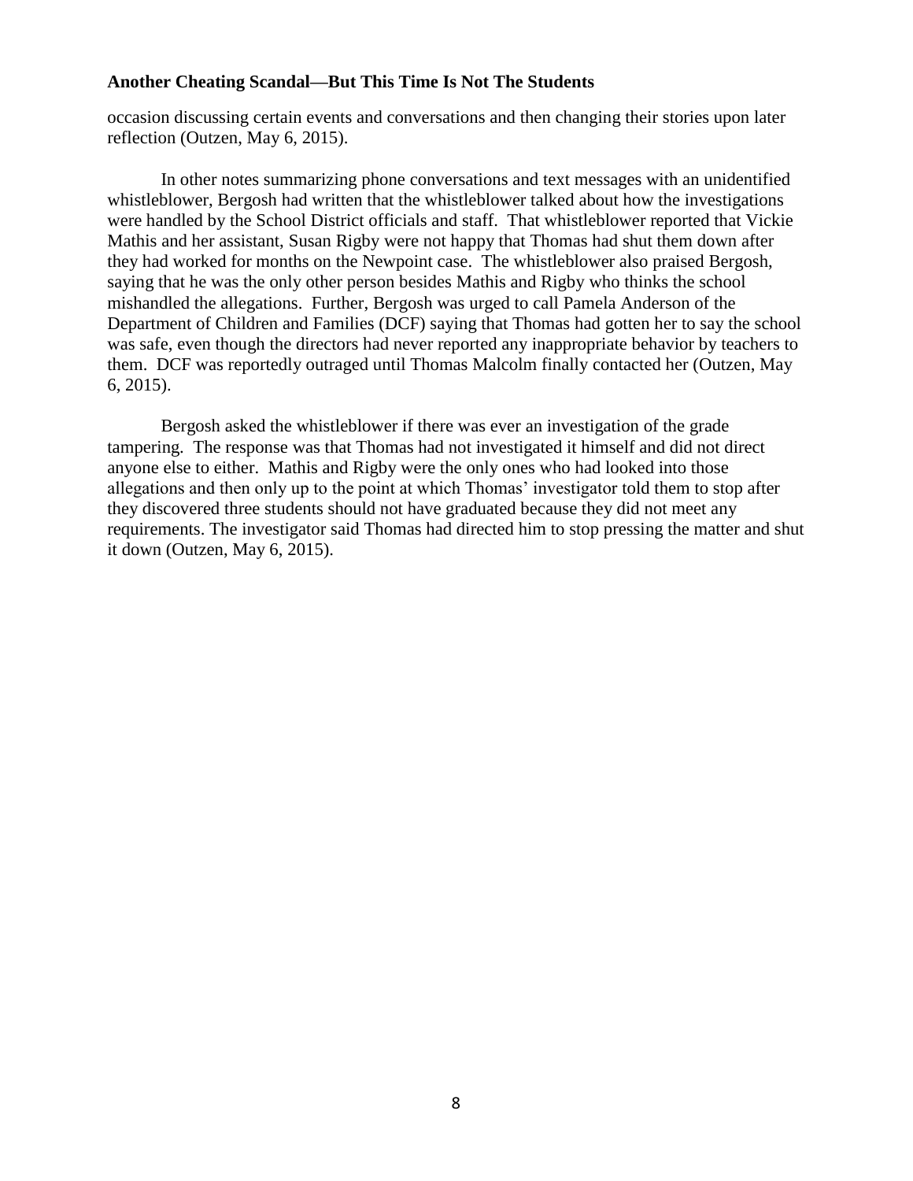occasion discussing certain events and conversations and then changing their stories upon later reflection (Outzen, May 6, 2015).

In other notes summarizing phone conversations and text messages with an unidentified whistleblower, Bergosh had written that the whistleblower talked about how the investigations were handled by the School District officials and staff. That whistleblower reported that Vickie Mathis and her assistant, Susan Rigby were not happy that Thomas had shut them down after they had worked for months on the Newpoint case. The whistleblower also praised Bergosh, saying that he was the only other person besides Mathis and Rigby who thinks the school mishandled the allegations. Further, Bergosh was urged to call Pamela Anderson of the Department of Children and Families (DCF) saying that Thomas had gotten her to say the school was safe, even though the directors had never reported any inappropriate behavior by teachers to them. DCF was reportedly outraged until Thomas Malcolm finally contacted her (Outzen, May 6, 2015).

Bergosh asked the whistleblower if there was ever an investigation of the grade tampering. The response was that Thomas had not investigated it himself and did not direct anyone else to either. Mathis and Rigby were the only ones who had looked into those allegations and then only up to the point at which Thomas' investigator told them to stop after they discovered three students should not have graduated because they did not meet any requirements. The investigator said Thomas had directed him to stop pressing the matter and shut it down (Outzen, May 6, 2015).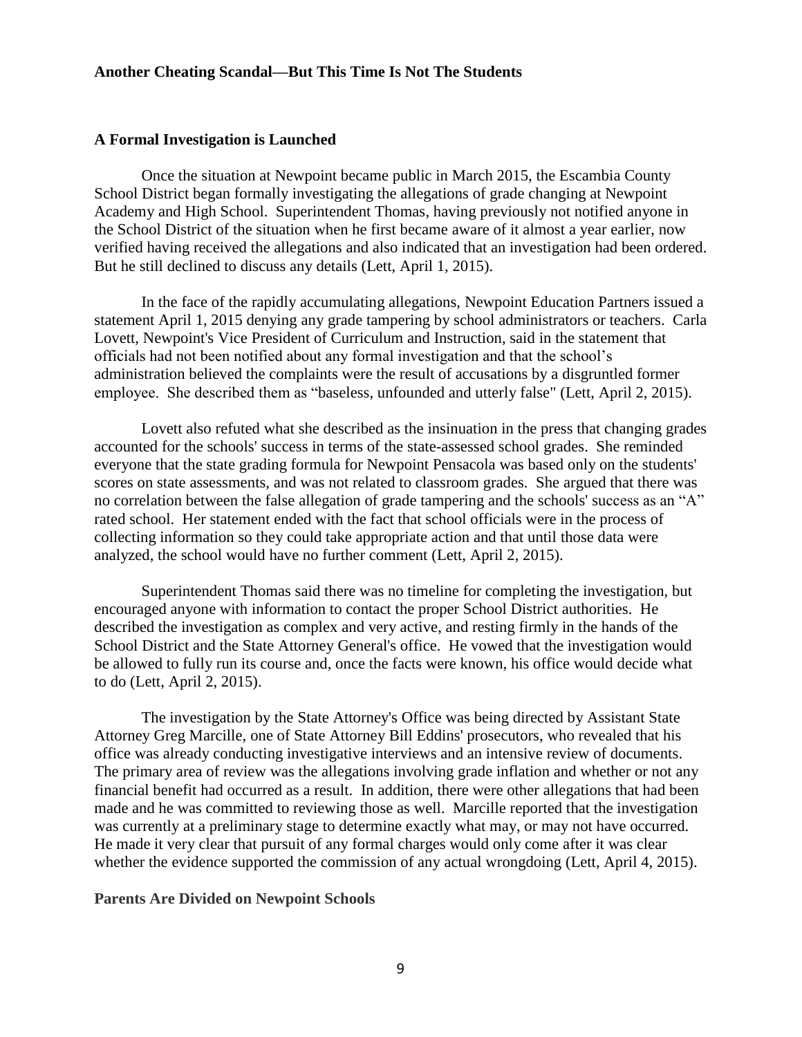**Another Cheating Scandal—But This Time Is Not The Students**

## A Formal Investigation is Launched

Once the situation at Newpoint became public in March 2015, the Escambia County School District began formally investigating the allegations of grade changing at Newpoint Academy and High School. Superintendent Thomas, having previously not notified anyone in the School District of the situation when he first became aware of it almost a year earlier, now verified having received the allegations and also indicated that an investigation had been ordered. But he still declined to discuss any details (Lett, April 1, 2015).

In the face of the rapidly accumulating allegations, Newpoint Education Partners issued a statement April 1, 2015 denying any grade tampering by school administrators or teachers. Carla Lovett, Newpoint's Vice President of Curriculum and Instruction, said in the statement that officials had not been notified about any formal investigation and that the school's administration believed the complaints were the result of accusations by a disgruntled former employee. She described them as "baseless, unfounded and utterly false" (Lett, April 2, 2015).

Lovett also refuted what she described as the insinuation in the press that changing grades accounted for the schools' success in terms of the state-assessed school grades. She reminded everyone that the state grading formula for Newpoint Pensacola was based only on the students' scores on state assessments, and was not related to classroom grades. She argued that there was no correlation between the false allegation of grade tampering and the schools' success as an "A" rated school. Her statement ended with the fact that school officials were in the process of collecting information so they could take appropriate action and that until those data were analyzed, the school would have no further comment (Lett, April 2, 2015).

Superintendent Thomas said there was no timeline for completing the investigation, but encouraged anyone with information to contact the proper School District authorities. He described the investigation as complex and very active, and resting firmly in the hands of the School District and the State Attorney General's office. He vowed that the investigation would be allowed to fully run its course and, once the facts were known, his office would decide what to do (Lett, April 2, 2015).

The investigation by the State Attorney's Office was being directed by Assistant State Attorney Greg Marcille, one of State Attorney Bill Eddins' prosecutors, who revealed that his office was already conducting investigative interviews and an intensive review of documents. The primary area of review was the allegations involving grade inflation and whether or not any financial benefit had occurred as a result. In addition, there were other allegations that had been made and he was committed to reviewing those as well. Marcille reported that the investigation was currently at a preliminary stage to determine exactly what may, or may not have occurred. He made it very clear that pursuit of any formal charges would only come after it was clear whether the evidence supported the commission of any actual wrongdoing (Lett, April 4, 2015).

## Parents Are Divided on Newpoint Schools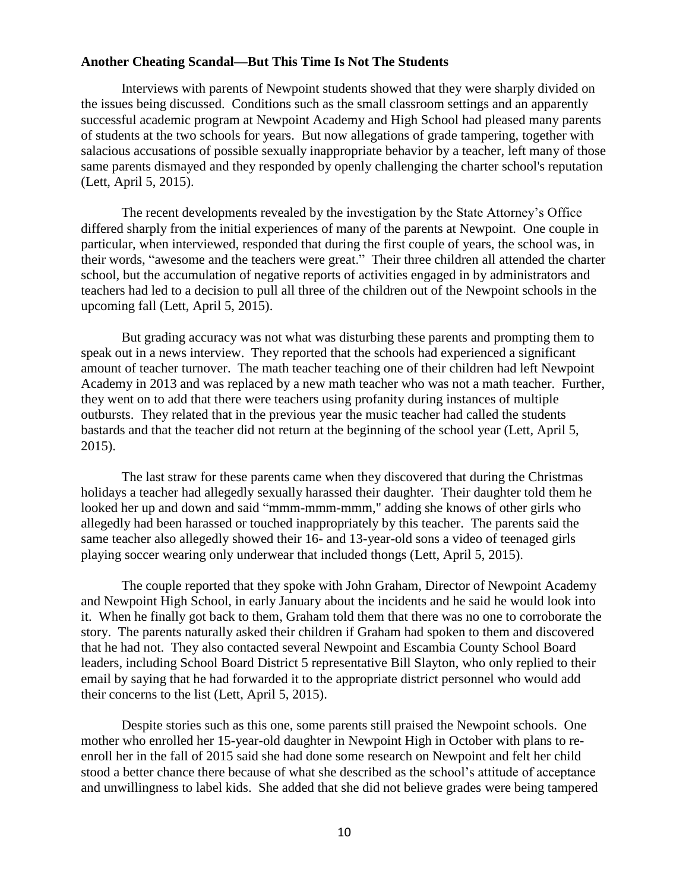**Another Cheating Scandal—But This Time Is Not The Students**

Interviews with parents of Newpoint students showed that they were sharply divided on the issues being discussed. Conditions such as the small classroom settings and an apparently successful academic program at Newpoint Academy and High School had pleased many parents of students at the two schools for years. But now allegations of grade tampering, together with salacious accusations of possible sexually inappropriate behavior by a teacher, left many of those same parents dismayed and they responded by openly challenging the charter school's reputation (Lett, April 5, 2015).

The recent developments revealed by the investigation by the State Attorney's Office differed sharply from the initial experiences of many of the parents at Newpoint. One couple in particular, when interviewed, responded that during the first couple of years, the school was, in their words, "awesome and the teachers were great." Their three children all attended the charter school, but the accumulation of negative reports of activities engaged in by administrators and teachers had led to a decision to pull all three of the children out of the Newpoint schools in the upcoming fall (Lett, April 5, 2015).

But grading accuracy was not what was disturbing these parents and prompting them to speak out in a news interview. They reported that the schools had experienced a significant amount of teacher turnover. The math teacher teaching one of their children had left Newpoint Academy in 2013 and was replaced by a new math teacher who was not a math teacher. Further, they went on to add that there were teachers using profanity during instances of multiple outbursts. They related that in the previous year the music teacher had called the students bastards and that the teacher did not return at the beginning of the school year (Lett, April 5, 2015).

The last straw for these parents came when they discovered that during the Christmas holidays a teacher had allegedly sexually harassed their daughter. Their daughter told them he looked her up and down and said "mmm-mmm-mmm," adding she knows of other girls who allegedly had been harassed or touched inappropriately by this teacher. The parents said the same teacher also allegedly showed their 16- and 13-year-old sons a video of teenaged girls playing soccer wearing only underwear that included thongs (Lett, April 5, 2015).

The couple reported that they spoke with John Graham, Director of Newpoint Academy and Newpoint High School, in early January about the incidents and he said he would look into it. When he finally got back to them, Graham told them that there was no one to corroborate the story. The parents naturally asked their children if Graham had spoken to them and discovered that he had not. They also contacted several Newpoint and Escambia County School Board leaders, including School Board District 5 representative Bill Slayton, who only replied to their email by saying that he had forwarded it to the appropriate district personnel who would add their concerns to the list (Lett, April 5, 2015).

Despite stories such as this one, some parents still praised the Newpoint schools. One mother who enrolled her 15-year-old daughter in Newpoint High in October with plans to re-enroll her in the fall of 2015 said she had done some research on Newpoint and felt her child stood a better chance there because of what she described as the school's attitude of acceptance and unwillingness to label kids. She added that she did not believe grades were being tampered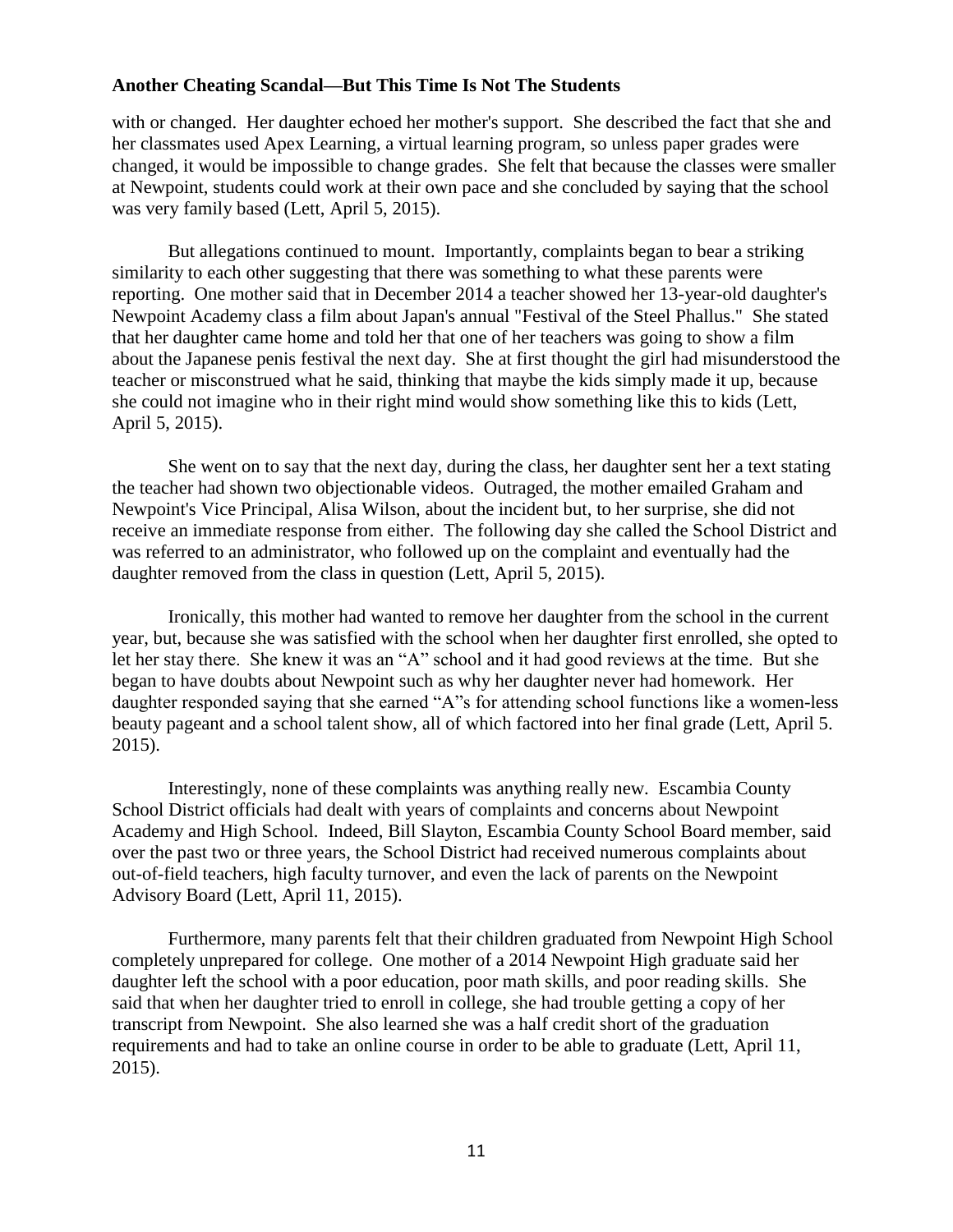with or changed. Her daughter echoed her mother's support. She described the fact that she and her classmates used Apex Learning, a virtual learning program, so unless paper grades were changed, it would be impossible to change grades. She felt that because the classes were smaller at Newpoint, students could work at their own pace and she concluded by saying that the school was very family based (Lett, April 5, 2015).

But allegations continued to mount. Importantly, complaints began to bear a striking similarity to each other suggesting that there was something to what these parents were reporting. One mother said that in December 2014 a teacher showed her 13-year-old daughter's Newpoint Academy class a film about Japan's annual "Festival of the Steel Phallus." She stated that her daughter came home and told her that one of her teachers was going to show a film about the Japanese penis festival the next day. She at first thought the girl had misunderstood the teacher or misconstrued what he said, thinking that maybe the kids simply made it up, because she could not imagine who in their right mind would show something like this to kids (Lett, April 5, 2015).

She went on to say that the next day, during the class, her daughter sent her a text stating the teacher had shown two objectionable videos. Outraged, the mother emailed Graham and Newpoint's Vice Principal, Alisa Wilson, about the incident but, to her surprise, she did not receive an immediate response from either. The following day she called the School District and was referred to an administrator, who followed up on the complaint and eventually had the daughter removed from the class in question (Lett, April 5, 2015).

Ironically, this mother had wanted to remove her daughter from the school in the current year, but, because she was satisfied with the school when her daughter first enrolled, she opted to let her stay there. She knew it was an "A" school and it had good reviews at the time. But she began to have doubts about Newpoint such as why her daughter never had homework. Her daughter responded saying that she earned "A"s for attending school functions like a women-less beauty pageant and a school talent show, all of which factored into her final grade (Lett, April 5. 2015).

Interestingly, none of these complaints was anything really new. Escambia County School District officials had dealt with years of complaints and concerns about Newpoint Academy and High School. Indeed, Bill Slayton, Escambia County School Board member, said over the past two or three years, the School District had received numerous complaints about out-of-field teachers, high faculty turnover, and even the lack of parents on the Newpoint Advisory Board (Lett, April 11, 2015).

Furthermore, many parents felt that their children graduated from Newpoint High School completely unprepared for college. One mother of a 2014 Newpoint High graduate said her daughter left the school with a poor education, poor math skills, and poor reading skills. She said that when her daughter tried to enroll in college, she had trouble getting a copy of her transcript from Newpoint. She also learned she was a half credit short of the graduation requirements and had to take an online course in order to be able to graduate (Lett, April 11, 2015).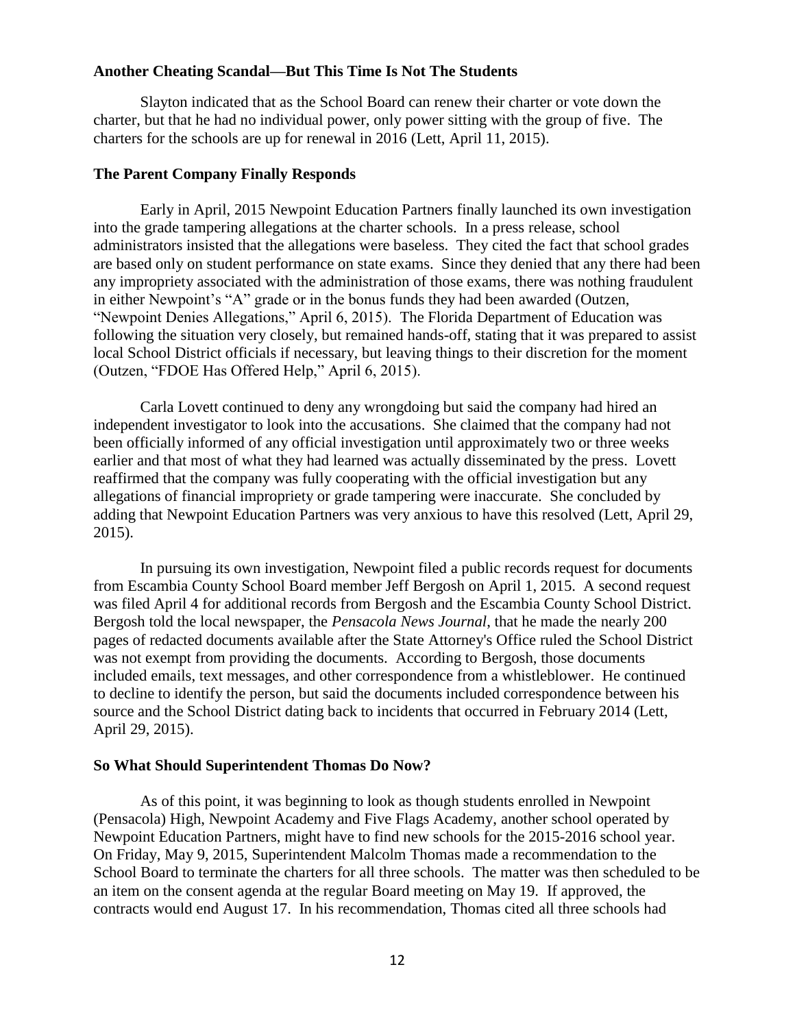**Another Cheating Scandal—But This Time Is Not The Students**

Slayton indicated that as the School Board can renew their charter or vote down the charter, but that he had no individual power, only power sitting with the group of five. The charters for the schools are up for renewal in 2016 (Lett, April 11, 2015).

**The Parent Company Finally Responds**

Early in April, 2015 Newpoint Education Partners finally launched its own investigation into the grade tampering allegations at the charter schools. In a press release, school administrators insisted that the allegations were baseless. They cited the fact that school grades are based only on student performance on state exams. Since they denied that any there had been any impropriety associated with the administration of those exams, there was nothing fraudulent in either Newpoint's "A" grade or in the bonus funds they had been awarded (Outzen, "Newpoint Denies Allegations," April 6, 2015). The Florida Department of Education was following the situation very closely, but remained hands-off, stating that it was prepared to assist local School District officials if necessary, but leaving things to their discretion for the moment (Outzen, "FDOE Has Offered Help," April 6, 2015).

Carla Lovett continued to deny any wrongdoing but said the company had hired an independent investigator to look into the accusations. She claimed that the company had not been officially informed of any official investigation until approximately two or three weeks earlier and that most of what they had learned was actually disseminated by the press. Lovett reaffirmed that the company was fully cooperating with the official investigation but any allegations of financial impropriety or grade tampering were inaccurate. She concluded by adding that Newpoint Education Partners was very anxious to have this resolved (Lett, April 29, 2015).

In pursuing its own investigation, Newpoint filed a public records request for documents from Escambia County School Board member Jeff Bergosh on April 1, 2015. A second request was filed April 4 for additional records from Bergosh and the Escambia County School District. Bergosh told the local newspaper, the *Pensacola News Journal*, that he made the nearly 200 pages of redacted documents available after the State Attorney's Office ruled the School District was not exempt from providing the documents. According to Bergosh, those documents included emails, text messages, and other correspondence from a whistleblower. He continued to decline to identify the person, but said the documents included correspondence between his source and the School District dating back to incidents that occurred in February 2014 (Lett, April 29, 2015).

**So What Should Superintendent Thomas Do Now?**

As of this point, it was beginning to look as though students enrolled in Newpoint (Pensacola) High, Newpoint Academy and Five Flags Academy, another school operated by Newpoint Education Partners, might have to find new schools for the 2015-2016 school year. On Friday, May 9, 2015, Superintendent Malcolm Thomas made a recommendation to the School Board to terminate the charters for all three schools. The matter was then scheduled to be an item on the consent agenda at the regular Board meeting on May 19. If approved, the contracts would end August 17. In his recommendation, Thomas cited all three schools had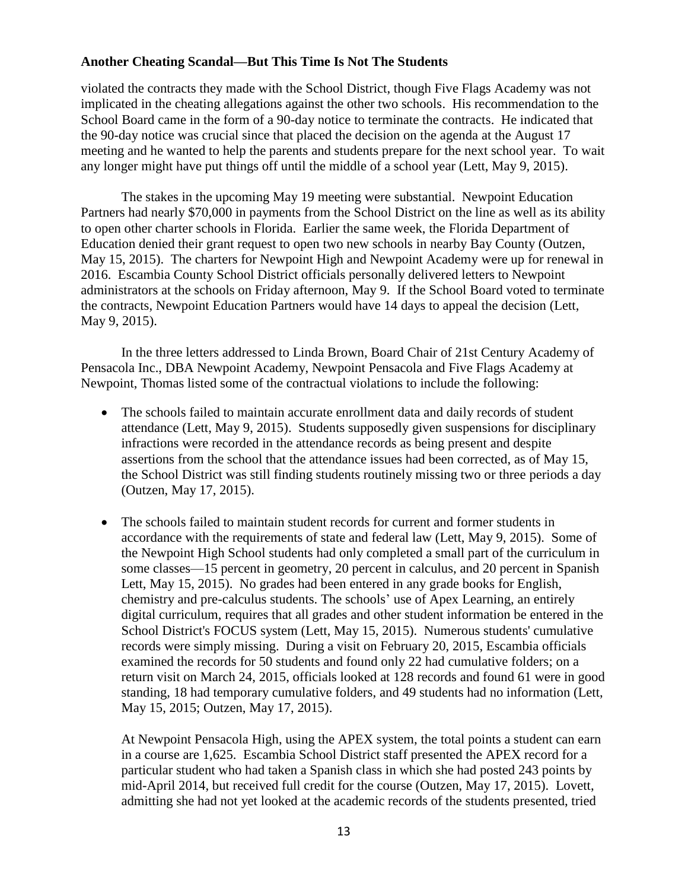violated the contracts they made with the School District, though Five Flags Academy was not implicated in the cheating allegations against the other two schools. His recommendation to the School Board came in the form of a 90-day notice to terminate the contracts. He indicated that the 90-day notice was crucial since that placed the decision on the agenda at the August 17 meeting and he wanted to help the parents and students prepare for the next school year. To wait any longer might have put things off until the middle of a school year (Lett, May 9, 2015).

The stakes in the upcoming May 19 meeting were substantial. Newpoint Education Partners had nearly $70,000 in payments from the School District on the line as well as its ability to open other charter schools in Florida. Earlier the same week, the Florida Department of Education denied their grant request to open two new schools in nearby Bay County (Outzen, May 15, 2015). The charters for Newpoint High and Newpoint Academy were up for renewal in 2016. Escambia County School District officials personally delivered letters to Newpoint administrators at the schools on Friday afternoon, May 9. If the School Board voted to terminate the contracts, Newpoint Education Partners would have 14 days to appeal the decision (Lett, May 9, 2015).

In the three letters addressed to Linda Brown, Board Chair of 21st Century Academy of Pensacola Inc., DBA Newpoint Academy, Newpoint Pensacola and Five Flags Academy at Newpoint, Thomas listed some of the contractual violations to include the following:

- The schools failed to maintain accurate enrollment data and daily records of student attendance (Lett, May 9, 2015). Students supposedly given suspensions for disciplinary infractions were recorded in the attendance records as being present and despite assertions from the school that the attendance issues had been corrected, as of May 15, the School District was still finding students routinely missing two or three periods a day (Outzen, May 17, 2015).

- The schools failed to maintain student records for current and former students in accordance with the requirements of state and federal law (Lett, May 9, 2015). Some of the Newpoint High School students had only completed a small part of the curriculum in some classes—15 percent in geometry, 20 percent in calculus, and 20 percent in Spanish Lett, May 15, 2015). No grades had been entered in any grade books for English, chemistry and pre-calculus students. The schools' use of Apex Learning, an entirely digital curriculum, requires that all grades and other student information be entered in the School District's FOCUS system (Lett, May 15, 2015). Numerous students' cumulative records were simply missing. During a visit on February 20, 2015, Escambia officials examined the records for 50 students and found only 22 had cumulative folders; on a return visit on March 24, 2015, officials looked at 128 records and found 61 were in good standing, 18 had temporary cumulative folders, and 49 students had no information (Lett, May 15, 2015; Outzen, May 17, 2015).

  At Newpoint Pensacola High, using the APEX system, the total points a student can earn in a course are 1,625. Escambia School District staff presented the APEX record for a particular student who had taken a Spanish class in which she had posted 243 points by mid-April 2014, but received full credit for the course (Outzen, May 17, 2015). Lovett, admitting she had not yet looked at the academic records of the students presented, tried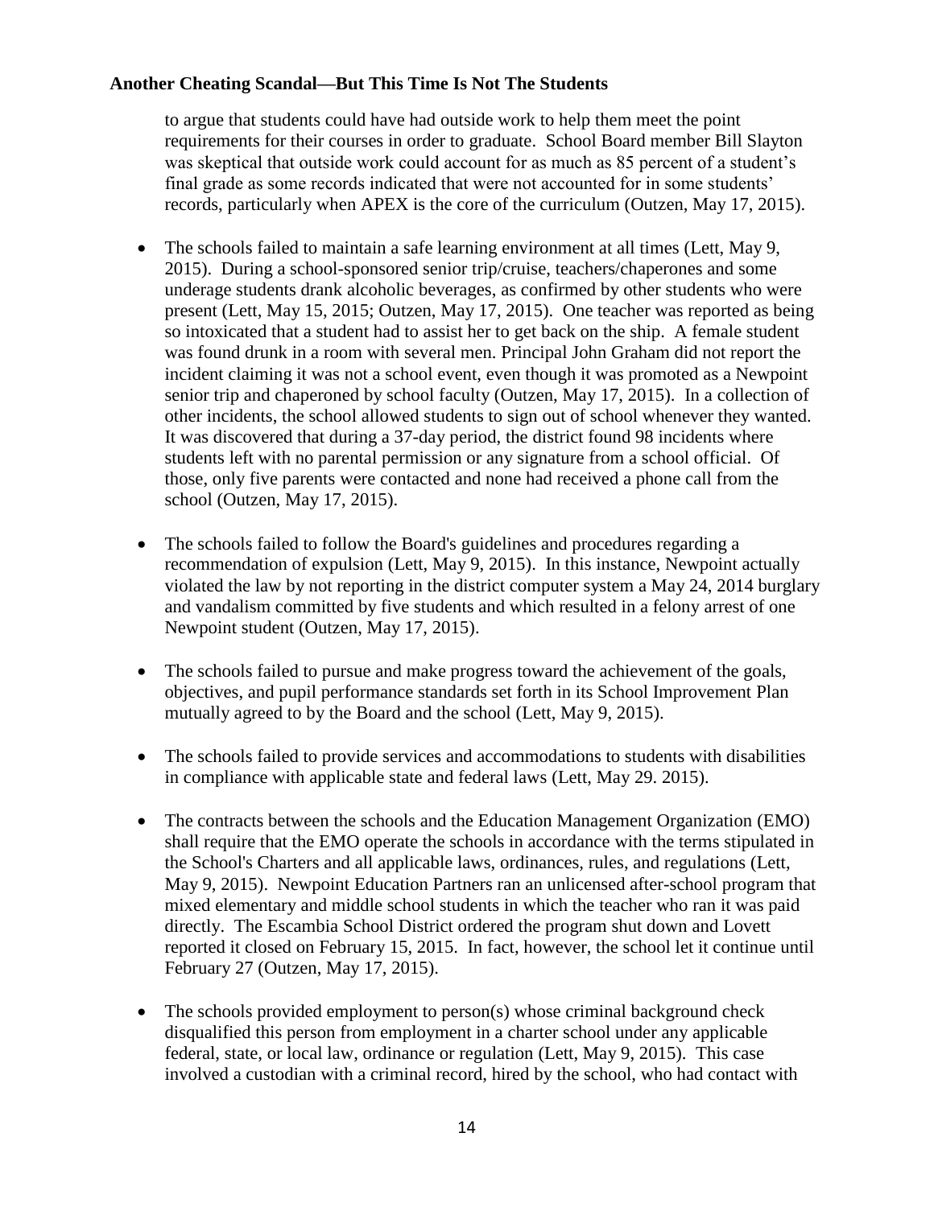to argue that students could have had outside work to help them meet the point requirements for their courses in order to graduate. School Board member Bill Slayton was skeptical that outside work could account for as much as 85 percent of a student's final grade as some records indicated that were not accounted for in some students' records, particularly when APEX is the core of the curriculum (Outzen, May 17, 2015).

- The schools failed to maintain a safe learning environment at all times (Lett, May 9, 2015). During a school-sponsored senior trip/cruise, teachers/chaperones and some underage students drank alcoholic beverages, as confirmed by other students who were present (Lett, May 15, 2015; Outzen, May 17, 2015). One teacher was reported as being so intoxicated that a student had to assist her to get back on the ship. A female student was found drunk in a room with several men. Principal John Graham did not report the incident claiming it was not a school event, even though it was promoted as a Newpoint senior trip and chaperoned by school faculty (Outzen, May 17, 2015). In a collection of other incidents, the school allowed students to sign out of school whenever they wanted. It was discovered that during a 37-day period, the district found 98 incidents where students left with no parental permission or any signature from a school official. Of those, only five parents were contacted and none had received a phone call from the school (Outzen, May 17, 2015).

- The schools failed to follow the Board's guidelines and procedures regarding a recommendation of expulsion (Lett, May 9, 2015). In this instance, Newpoint actually violated the law by not reporting in the district computer system a May 24, 2014 burglary and vandalism committed by five students and which resulted in a felony arrest of one Newpoint student (Outzen, May 17, 2015).

- The schools failed to pursue and make progress toward the achievement of the goals, objectives, and pupil performance standards set forth in its School Improvement Plan mutually agreed to by the Board and the school (Lett, May 9, 2015).

- The schools failed to provide services and accommodations to students with disabilities in compliance with applicable state and federal laws (Lett, May 29. 2015).

- The contracts between the schools and the Education Management Organization (EMO) shall require that the EMO operate the schools in accordance with the terms stipulated in the School's Charters and all applicable laws, ordinances, rules, and regulations (Lett, May 9, 2015). Newpoint Education Partners ran an unlicensed after-school program that mixed elementary and middle school students in which the teacher who ran it was paid directly. The Escambia School District ordered the program shut down and Lovett reported it closed on February 15, 2015. In fact, however, the school let it continue until February 27 (Outzen, May 17, 2015).

- The schools provided employment to person(s) whose criminal background check disqualified this person from employment in a charter school under any applicable federal, state, or local law, ordinance or regulation (Lett, May 9, 2015). This case involved a custodian with a criminal record, hired by the school, who had contact with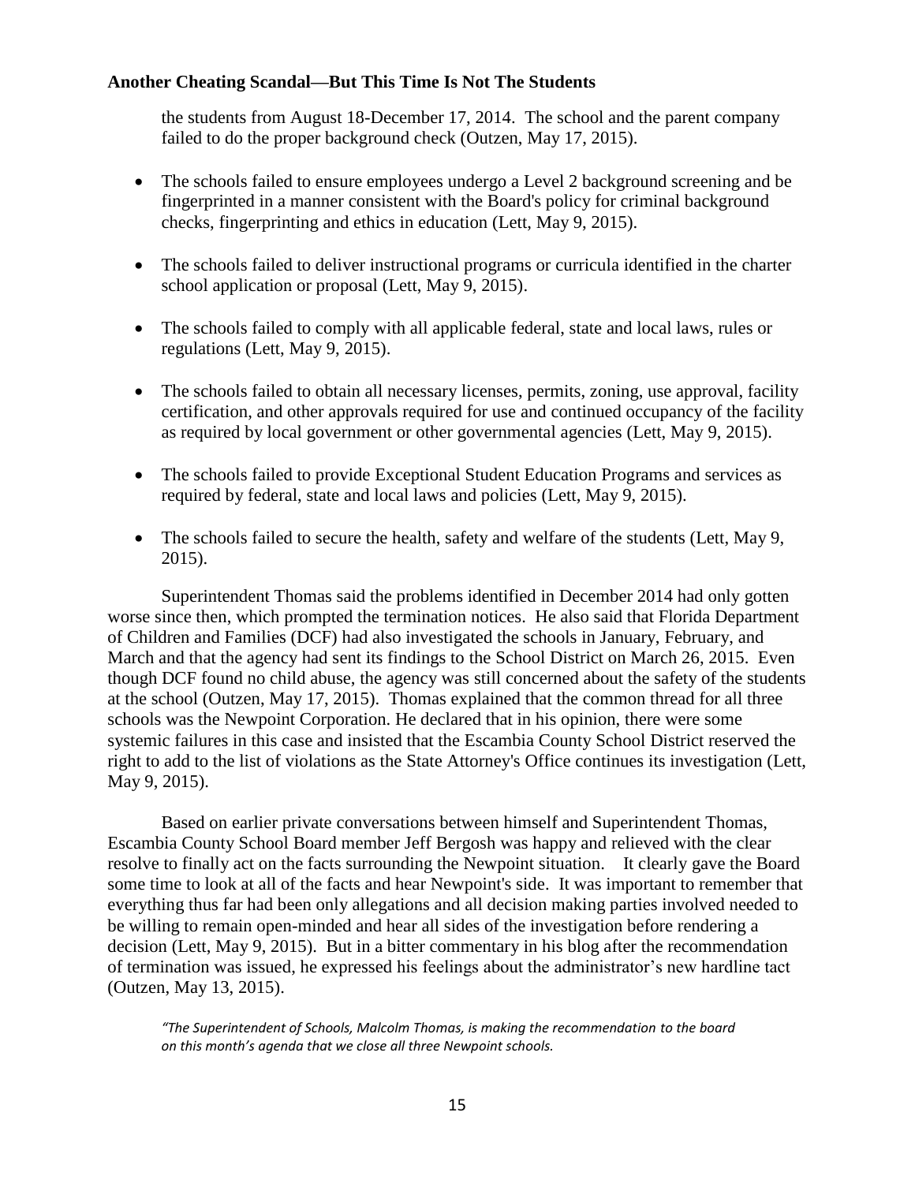the students from August 18-December 17, 2014. The school and the parent company failed to do the proper background check (Outzen, May 17, 2015).

- The schools failed to ensure employees undergo a Level 2 background screening and be fingerprinted in a manner consistent with the Board's policy for criminal background checks, fingerprinting and ethics in education (Lett, May 9, 2015).
- The schools failed to deliver instructional programs or curricula identified in the charter school application or proposal (Lett, May 9, 2015).
- The schools failed to comply with all applicable federal, state and local laws, rules or regulations (Lett, May 9, 2015).
- The schools failed to obtain all necessary licenses, permits, zoning, use approval, facility certification, and other approvals required for use and continued occupancy of the facility as required by local government or other governmental agencies (Lett, May 9, 2015).
- The schools failed to provide Exceptional Student Education Programs and services as required by federal, state and local laws and policies (Lett, May 9, 2015).
- The schools failed to secure the health, safety and welfare of the students (Lett, May 9, 2015).

Superintendent Thomas said the problems identified in December 2014 had only gotten worse since then, which prompted the termination notices. He also said that Florida Department of Children and Families (DCF) had also investigated the schools in January, February, and March and that the agency had sent its findings to the School District on March 26, 2015. Even though DCF found no child abuse, the agency was still concerned about the safety of the students at the school (Outzen, May 17, 2015). Thomas explained that the common thread for all three schools was the Newpoint Corporation. He declared that in his opinion, there were some systemic failures in this case and insisted that the Escambia County School District reserved the right to add to the list of violations as the State Attorney's Office continues its investigation (Lett, May 9, 2015).

Based on earlier private conversations between himself and Superintendent Thomas, Escambia County School Board member Jeff Bergosh was happy and relieved with the clear resolve to finally act on the facts surrounding the Newpoint situation. It clearly gave the Board some time to look at all of the facts and hear Newpoint's side. It was important to remember that everything thus far had been only allegations and all decision making parties involved needed to be willing to remain open-minded and hear all sides of the investigation before rendering a decision (Lett, May 9, 2015). But in a bitter commentary in his blog after the recommendation of termination was issued, he expressed his feelings about the administrator's new hardline tact (Outzen, May 13, 2015).

*"The Superintendent of Schools, Malcolm Thomas, is making the recommendation to the board on this month's agenda that we close all three Newpoint schools.*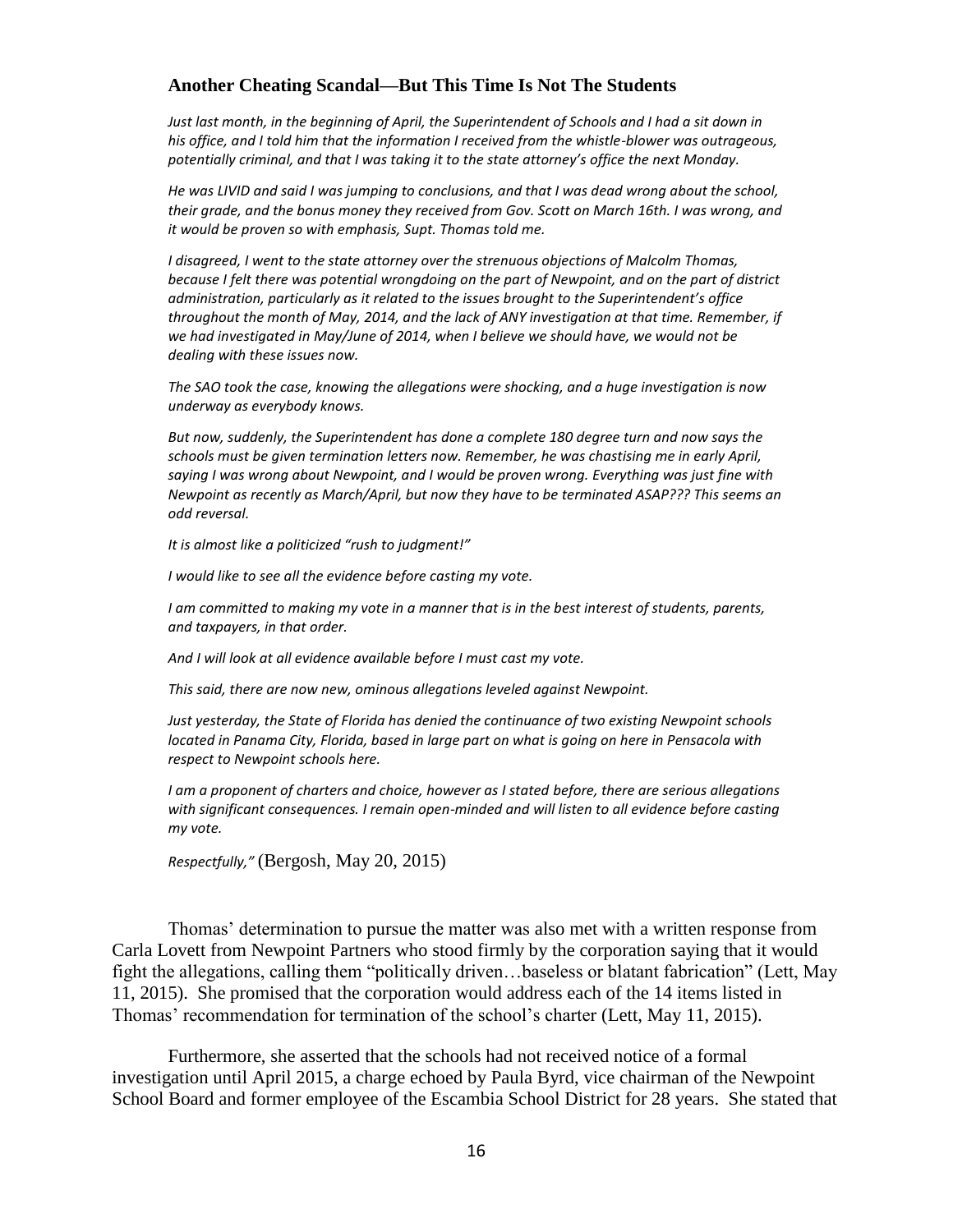### Another Cheating Scandal—But This Time Is Not The Students

*Just last month, in the beginning of April, the Superintendent of Schools and I had a sit down in his office, and I told him that the information I received from the whistle-blower was outrageous, potentially criminal, and that I was taking it to the state attorney's office the next Monday.*

*He was LIVID and said I was jumping to conclusions, and that I was dead wrong about the school, their grade, and the bonus money they received from Gov. Scott on March 16th. I was wrong, and it would be proven so with emphasis, Supt. Thomas told me.*

*I disagreed, I went to the state attorney over the strenuous objections of Malcolm Thomas, because I felt there was potential wrongdoing on the part of Newpoint, and on the part of district administration, particularly as it related to the issues brought to the Superintendent's office throughout the month of May, 2014, and the lack of ANY investigation at that time. Remember, if we had investigated in May/June of 2014, when I believe we should have, we would not be dealing with these issues now.*

*The SAO took the case, knowing the allegations were shocking, and a huge investigation is now underway as everybody knows.*

*But now, suddenly, the Superintendent has done a complete 180 degree turn and now says the schools must be given termination letters now. Remember, he was chastising me in early April, saying I was wrong about Newpoint, and I would be proven wrong. Everything was just fine with Newpoint as recently as March/April, but now they have to be terminated ASAP??? This seems an odd reversal.*

*It is almost like a politicized "rush to judgment!"*

*I would like to see all the evidence before casting my vote.*

*I am committed to making my vote in a manner that is in the best interest of students, parents, and taxpayers, in that order.*

*And I will look at all evidence available before I must cast my vote.*

*This said, there are now new, ominous allegations leveled against Newpoint.*

*Just yesterday, the State of Florida has denied the continuance of two existing Newpoint schools located in Panama City, Florida, based in large part on what is going on here in Pensacola with respect to Newpoint schools here.*

*I am a proponent of charters and choice, however as I stated before, there are serious allegations with significant consequences. I remain open-minded and will listen to all evidence before casting my vote.*

*Respectfully,"* (Bergosh, May 20, 2015)

Thomas' determination to pursue the matter was also met with a written response from Carla Lovett from Newpoint Partners who stood firmly by the corporation saying that it would fight the allegations, calling them "politically driven…baseless or blatant fabrication" (Lett, May 11, 2015). She promised that the corporation would address each of the 14 items listed in Thomas' recommendation for termination of the school's charter (Lett, May 11, 2015).

Furthermore, she asserted that the schools had not received notice of a formal investigation until April 2015, a charge echoed by Paula Byrd, vice chairman of the Newpoint School Board and former employee of the Escambia School District for 28 years. She stated that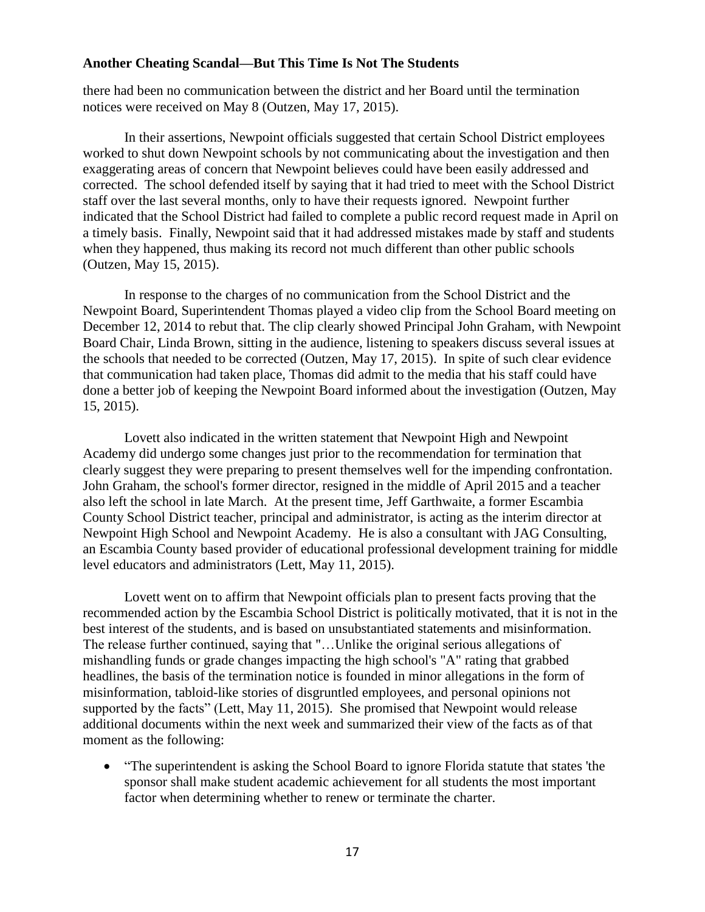there had been no communication between the district and her Board until the termination notices were received on May 8 (Outzen, May 17, 2015).

In their assertions, Newpoint officials suggested that certain School District employees worked to shut down Newpoint schools by not communicating about the investigation and then exaggerating areas of concern that Newpoint believes could have been easily addressed and corrected. The school defended itself by saying that it had tried to meet with the School District staff over the last several months, only to have their requests ignored. Newpoint further indicated that the School District had failed to complete a public record request made in April on a timely basis. Finally, Newpoint said that it had addressed mistakes made by staff and students when they happened, thus making its record not much different than other public schools (Outzen, May 15, 2015).

In response to the charges of no communication from the School District and the Newpoint Board, Superintendent Thomas played a video clip from the School Board meeting on December 12, 2014 to rebut that. The clip clearly showed Principal John Graham, with Newpoint Board Chair, Linda Brown, sitting in the audience, listening to speakers discuss several issues at the schools that needed to be corrected (Outzen, May 17, 2015). In spite of such clear evidence that communication had taken place, Thomas did admit to the media that his staff could have done a better job of keeping the Newpoint Board informed about the investigation (Outzen, May 15, 2015).

Lovett also indicated in the written statement that Newpoint High and Newpoint Academy did undergo some changes just prior to the recommendation for termination that clearly suggest they were preparing to present themselves well for the impending confrontation. John Graham, the school's former director, resigned in the middle of April 2015 and a teacher also left the school in late March. At the present time, Jeff Garthwaite, a former Escambia County School District teacher, principal and administrator, is acting as the interim director at Newpoint High School and Newpoint Academy. He is also a consultant with JAG Consulting, an Escambia County based provider of educational professional development training for middle level educators and administrators (Lett, May 11, 2015).

Lovett went on to affirm that Newpoint officials plan to present facts proving that the recommended action by the Escambia School District is politically motivated, that it is not in the best interest of the students, and is based on unsubstantiated statements and misinformation. The release further continued, saying that "…Unlike the original serious allegations of mishandling funds or grade changes impacting the high school's "A" rating that grabbed headlines, the basis of the termination notice is founded in minor allegations in the form of misinformation, tabloid-like stories of disgruntled employees, and personal opinions not supported by the facts" (Lett, May 11, 2015). She promised that Newpoint would release additional documents within the next week and summarized their view of the facts as of that moment as the following:

- "The superintendent is asking the School Board to ignore Florida statute that states 'the sponsor shall make student academic achievement for all students the most important factor when determining whether to renew or terminate the charter.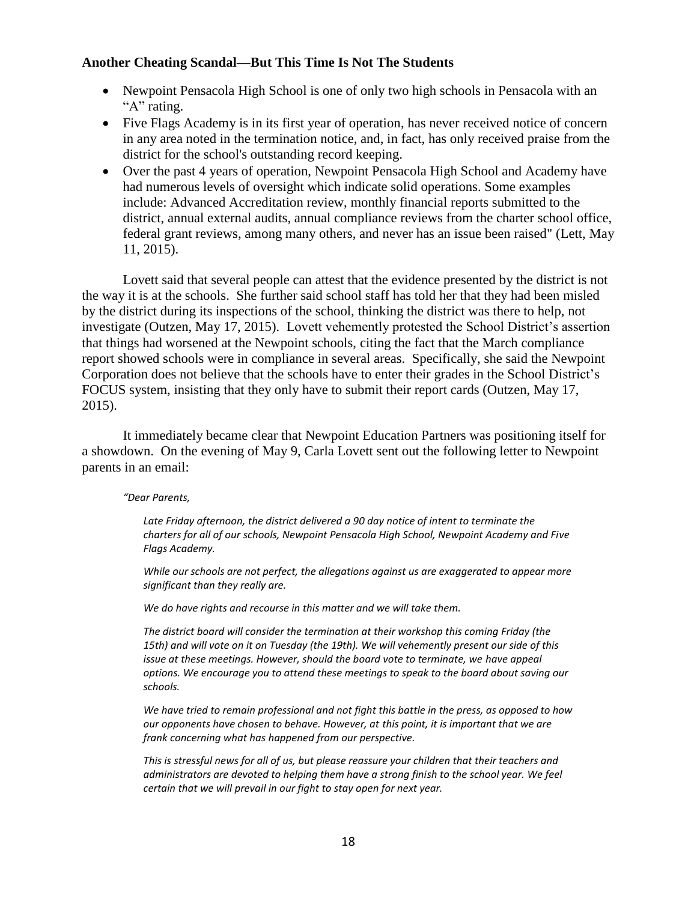### Another Cheating Scandal—But This Time Is Not The Students

- Newpoint Pensacola High School is one of only two high schools in Pensacola with an "A" rating.
- Five Flags Academy is in its first year of operation, has never received notice of concern in any area noted in the termination notice, and, in fact, has only received praise from the district for the school's outstanding record keeping.
- Over the past 4 years of operation, Newpoint Pensacola High School and Academy have had numerous levels of oversight which indicate solid operations. Some examples include: Advanced Accreditation review, monthly financial reports submitted to the district, annual external audits, annual compliance reviews from the charter school office, federal grant reviews, among many others, and never has an issue been raised" (Lett, May 11, 2015).

Lovett said that several people can attest that the evidence presented by the district is not the way it is at the schools. She further said school staff has told her that they had been misled by the district during its inspections of the school, thinking the district was there to help, not investigate (Outzen, May 17, 2015). Lovett vehemently protested the School District's assertion that things had worsened at the Newpoint schools, citing the fact that the March compliance report showed schools were in compliance in several areas. Specifically, she said the Newpoint Corporation does not believe that the schools have to enter their grades in the School District's FOCUS system, insisting that they only have to submit their report cards (Outzen, May 17, 2015).

It immediately became clear that Newpoint Education Partners was positioning itself for a showdown. On the evening of May 9, Carla Lovett sent out the following letter to Newpoint parents in an email:

> *"Dear Parents,*
>
> *Late Friday afternoon, the district delivered a 90 day notice of intent to terminate the charters for all of our schools, Newpoint Pensacola High School, Newpoint Academy and Five Flags Academy.*
>
> *While our schools are not perfect, the allegations against us are exaggerated to appear more significant than they really are.*
>
> *We do have rights and recourse in this matter and we will take them.*
>
> *The district board will consider the termination at their workshop this coming Friday (the 15th) and will vote on it on Tuesday (the 19th). We will vehemently present our side of this issue at these meetings. However, should the board vote to terminate, we have appeal options. We encourage you to attend these meetings to speak to the board about saving our schools.*
>
> *We have tried to remain professional and not fight this battle in the press, as opposed to how our opponents have chosen to behave. However, at this point, it is important that we are frank concerning what has happened from our perspective.*
>
> *This is stressful news for all of us, but please reassure your children that their teachers and administrators are devoted to helping them have a strong finish to the school year. We feel certain that we will prevail in our fight to stay open for next year.*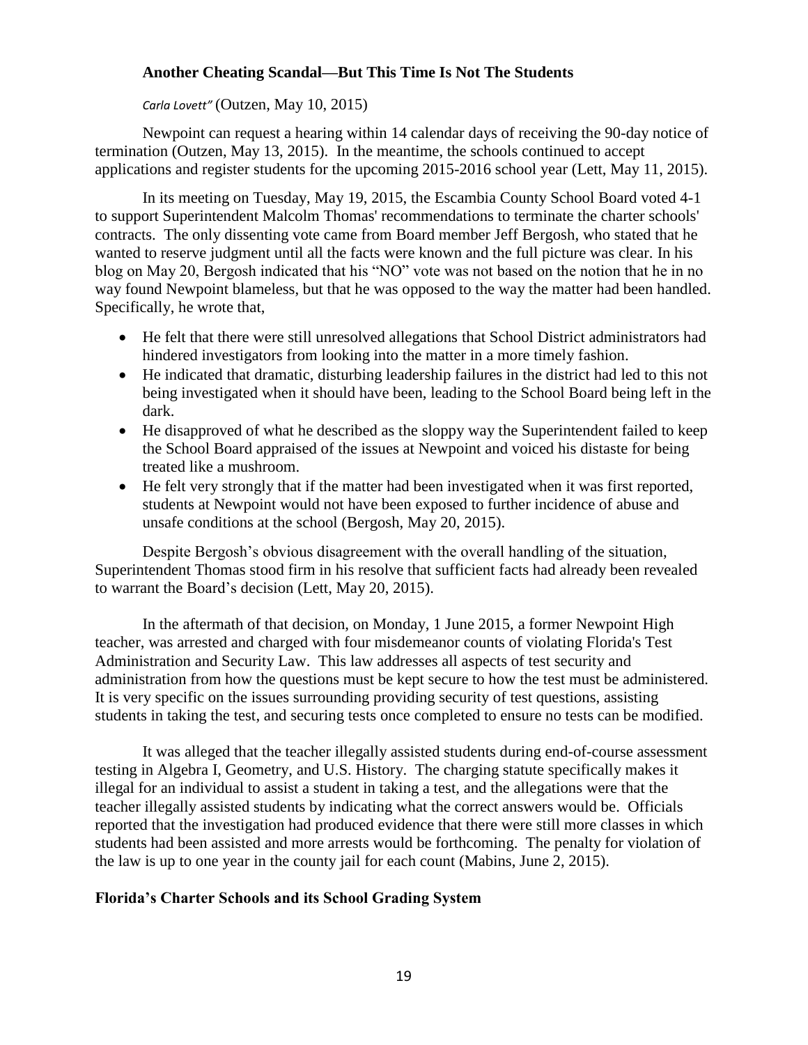**Another Cheating Scandal—But This Time Is Not The Students**

*Carla Lovett"* (Outzen, May 10, 2015)

Newpoint can request a hearing within 14 calendar days of receiving the 90-day notice of termination (Outzen, May 13, 2015). In the meantime, the schools continued to accept applications and register students for the upcoming 2015-2016 school year (Lett, May 11, 2015).

In its meeting on Tuesday, May 19, 2015, the Escambia County School Board voted 4-1 to support Superintendent Malcolm Thomas' recommendations to terminate the charter schools' contracts. The only dissenting vote came from Board member Jeff Bergosh, who stated that he wanted to reserve judgment until all the facts were known and the full picture was clear. In his blog on May 20, Bergosh indicated that his "NO" vote was not based on the notion that he in no way found Newpoint blameless, but that he was opposed to the way the matter had been handled. Specifically, he wrote that,

- He felt that there were still unresolved allegations that School District administrators had hindered investigators from looking into the matter in a more timely fashion.
- He indicated that dramatic, disturbing leadership failures in the district had led to this not being investigated when it should have been, leading to the School Board being left in the dark.
- He disapproved of what he described as the sloppy way the Superintendent failed to keep the School Board appraised of the issues at Newpoint and voiced his distaste for being treated like a mushroom.
- He felt very strongly that if the matter had been investigated when it was first reported, students at Newpoint would not have been exposed to further incidence of abuse and unsafe conditions at the school (Bergosh, May 20, 2015).

Despite Bergosh's obvious disagreement with the overall handling of the situation, Superintendent Thomas stood firm in his resolve that sufficient facts had already been revealed to warrant the Board's decision (Lett, May 20, 2015).

In the aftermath of that decision, on Monday, 1 June 2015, a former Newpoint High teacher, was arrested and charged with four misdemeanor counts of violating Florida's Test Administration and Security Law. This law addresses all aspects of test security and administration from how the questions must be kept secure to how the test must be administered. It is very specific on the issues surrounding providing security of test questions, assisting students in taking the test, and securing tests once completed to ensure no tests can be modified.

It was alleged that the teacher illegally assisted students during end-of-course assessment testing in Algebra I, Geometry, and U.S. History. The charging statute specifically makes it illegal for an individual to assist a student in taking a test, and the allegations were that the teacher illegally assisted students by indicating what the correct answers would be. Officials reported that the investigation had produced evidence that there were still more classes in which students had been assisted and more arrests would be forthcoming. The penalty for violation of the law is up to one year in the county jail for each count (Mabins, June 2, 2015).

**Florida's Charter Schools and its School Grading System**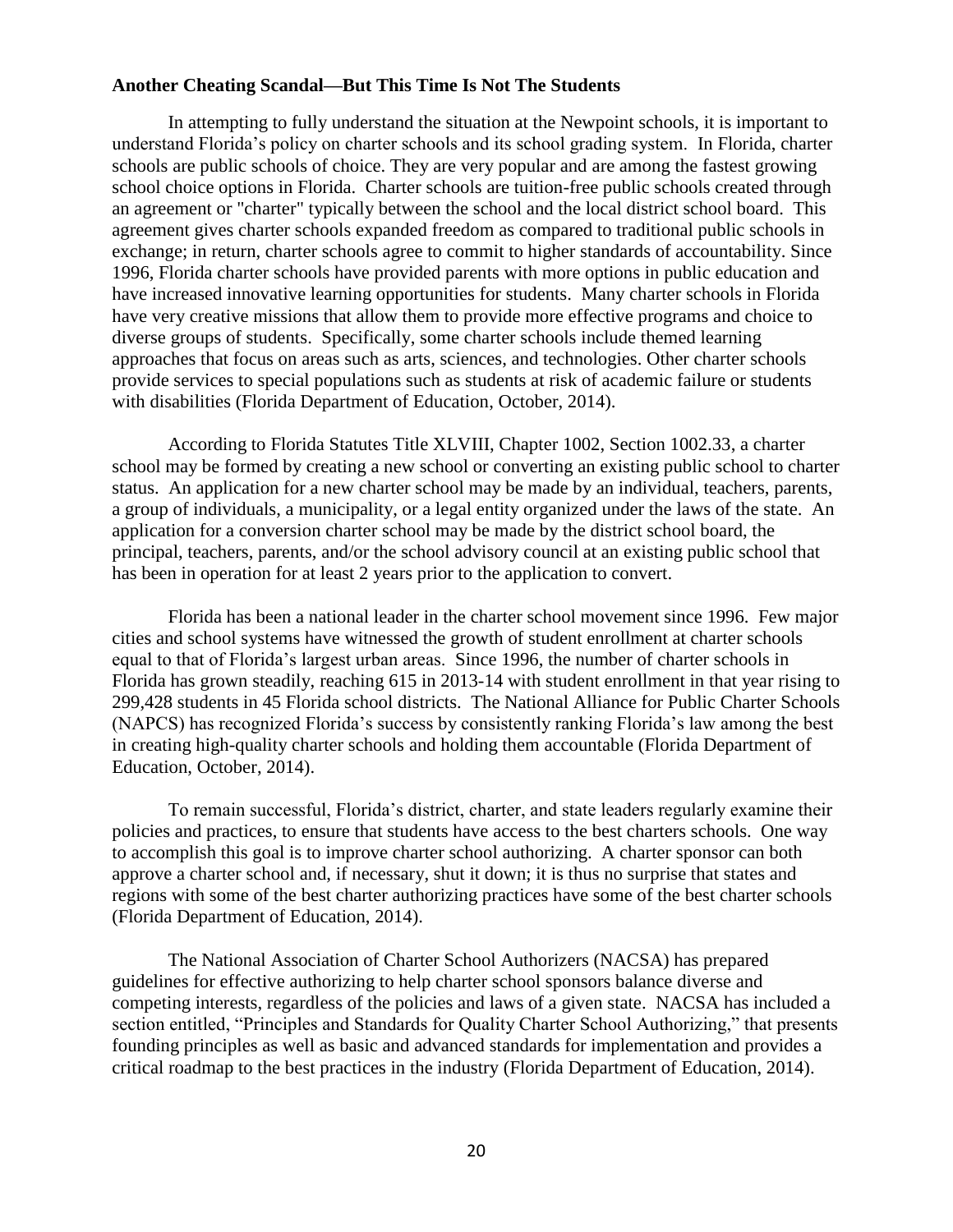**Another Cheating Scandal—But This Time Is Not The Students**

In attempting to fully understand the situation at the Newpoint schools, it is important to understand Florida's policy on charter schools and its school grading system. In Florida, charter schools are public schools of choice. They are very popular and are among the fastest growing school choice options in Florida. Charter schools are tuition-free public schools created through an agreement or "charter" typically between the school and the local district school board. This agreement gives charter schools expanded freedom as compared to traditional public schools in exchange; in return, charter schools agree to commit to higher standards of accountability. Since 1996, Florida charter schools have provided parents with more options in public education and have increased innovative learning opportunities for students. Many charter schools in Florida have very creative missions that allow them to provide more effective programs and choice to diverse groups of students. Specifically, some charter schools include themed learning approaches that focus on areas such as arts, sciences, and technologies. Other charter schools provide services to special populations such as students at risk of academic failure or students with disabilities (Florida Department of Education, October, 2014).

According to Florida Statutes Title XLVIII, Chapter 1002, Section 1002.33, a charter school may be formed by creating a new school or converting an existing public school to charter status. An application for a new charter school may be made by an individual, teachers, parents, a group of individuals, a municipality, or a legal entity organized under the laws of the state. An application for a conversion charter school may be made by the district school board, the principal, teachers, parents, and/or the school advisory council at an existing public school that has been in operation for at least 2 years prior to the application to convert.

Florida has been a national leader in the charter school movement since 1996. Few major cities and school systems have witnessed the growth of student enrollment at charter schools equal to that of Florida's largest urban areas. Since 1996, the number of charter schools in Florida has grown steadily, reaching 615 in 2013-14 with student enrollment in that year rising to 299,428 students in 45 Florida school districts. The National Alliance for Public Charter Schools (NAPCS) has recognized Florida's success by consistently ranking Florida's law among the best in creating high-quality charter schools and holding them accountable (Florida Department of Education, October, 2014).

To remain successful, Florida's district, charter, and state leaders regularly examine their policies and practices, to ensure that students have access to the best charters schools. One way to accomplish this goal is to improve charter school authorizing. A charter sponsor can both approve a charter school and, if necessary, shut it down; it is thus no surprise that states and regions with some of the best charter authorizing practices have some of the best charter schools (Florida Department of Education, 2014).

The National Association of Charter School Authorizers (NACSA) has prepared guidelines for effective authorizing to help charter school sponsors balance diverse and competing interests, regardless of the policies and laws of a given state. NACSA has included a section entitled, "Principles and Standards for Quality Charter School Authorizing," that presents founding principles as well as basic and advanced standards for implementation and provides a critical roadmap to the best practices in the industry (Florida Department of Education, 2014).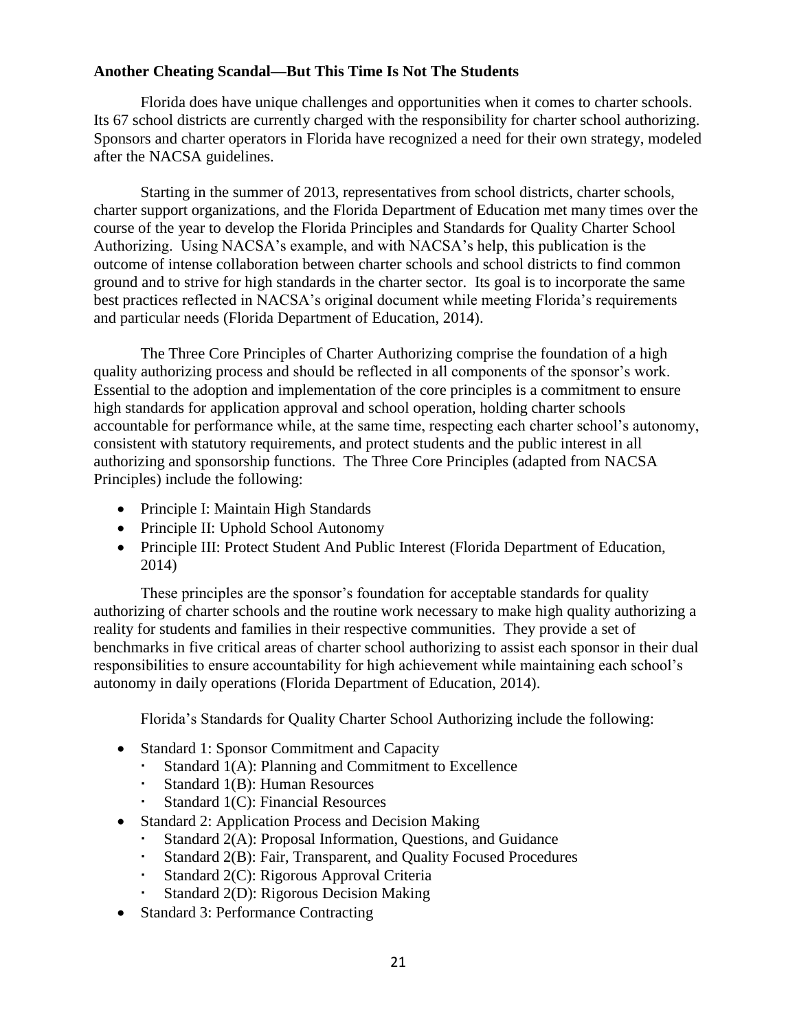**Another Cheating Scandal—But This Time Is Not The Students**

Florida does have unique challenges and opportunities when it comes to charter schools. Its 67 school districts are currently charged with the responsibility for charter school authorizing. Sponsors and charter operators in Florida have recognized a need for their own strategy, modeled after the NACSA guidelines.

Starting in the summer of 2013, representatives from school districts, charter schools, charter support organizations, and the Florida Department of Education met many times over the course of the year to develop the Florida Principles and Standards for Quality Charter School Authorizing. Using NACSA's example, and with NACSA's help, this publication is the outcome of intense collaboration between charter schools and school districts to find common ground and to strive for high standards in the charter sector. Its goal is to incorporate the same best practices reflected in NACSA's original document while meeting Florida's requirements and particular needs (Florida Department of Education, 2014).

The Three Core Principles of Charter Authorizing comprise the foundation of a high quality authorizing process and should be reflected in all components of the sponsor's work. Essential to the adoption and implementation of the core principles is a commitment to ensure high standards for application approval and school operation, holding charter schools accountable for performance while, at the same time, respecting each charter school's autonomy, consistent with statutory requirements, and protect students and the public interest in all authorizing and sponsorship functions. The Three Core Principles (adapted from NACSA Principles) include the following:

- Principle I: Maintain High Standards
- Principle II: Uphold School Autonomy
- Principle III: Protect Student And Public Interest (Florida Department of Education, 2014)

These principles are the sponsor's foundation for acceptable standards for quality authorizing of charter schools and the routine work necessary to make high quality authorizing a reality for students and families in their respective communities. They provide a set of benchmarks in five critical areas of charter school authorizing to assist each sponsor in their dual responsibilities to ensure accountability for high achievement while maintaining each school's autonomy in daily operations (Florida Department of Education, 2014).

Florida's Standards for Quality Charter School Authorizing include the following:

- Standard 1: Sponsor Commitment and Capacity
  - Standard 1(A): Planning and Commitment to Excellence
  - Standard 1(B): Human Resources
  - Standard 1(C): Financial Resources
- Standard 2: Application Process and Decision Making
  - Standard 2(A): Proposal Information, Questions, and Guidance
  - Standard 2(B): Fair, Transparent, and Quality Focused Procedures
  - Standard 2(C): Rigorous Approval Criteria
  - Standard 2(D): Rigorous Decision Making
- Standard 3: Performance Contracting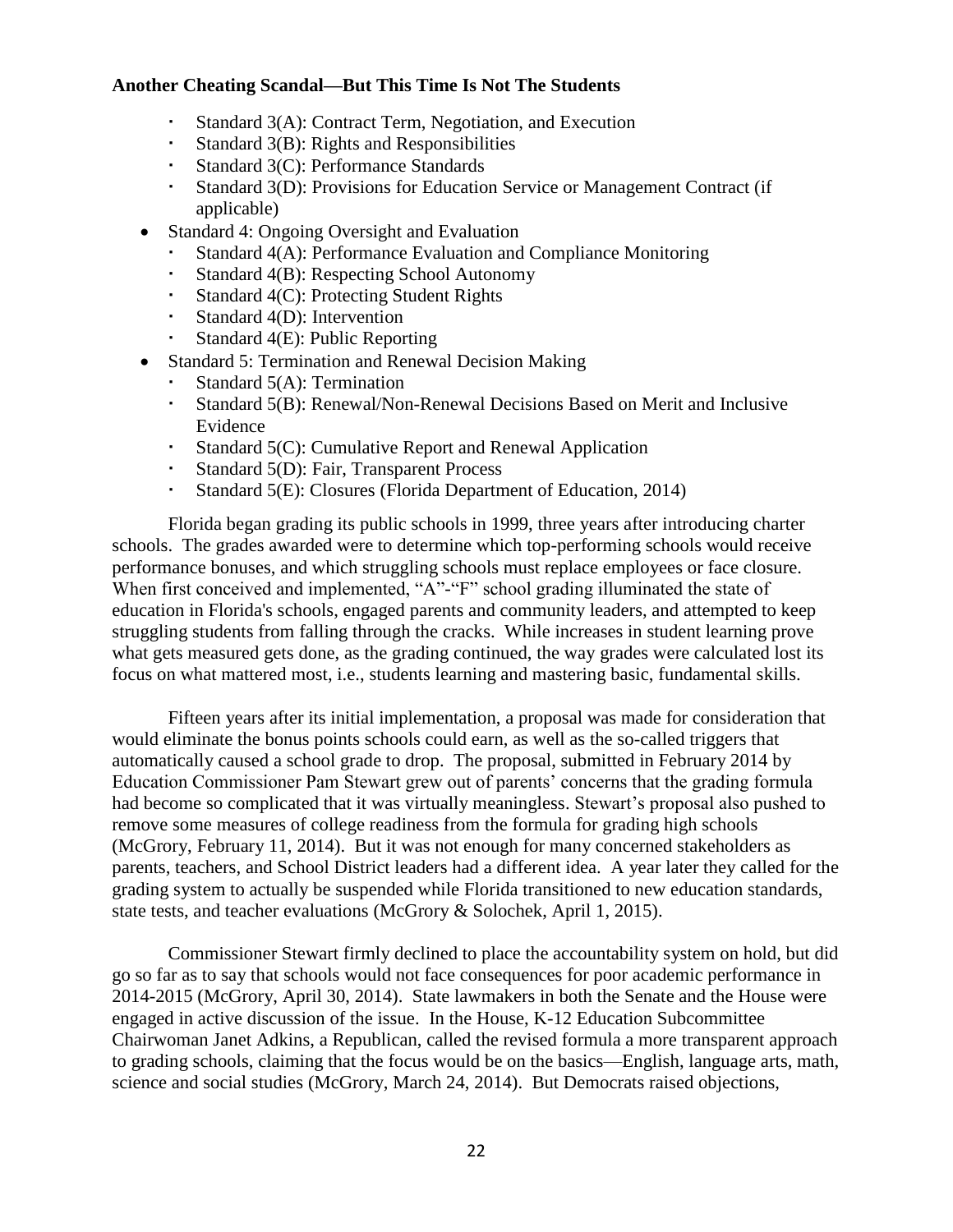**Another Cheating Scandal—But This Time Is Not The Students**

- Standard 3(A): Contract Term, Negotiation, and Execution
- Standard 3(B): Rights and Responsibilities
- Standard 3(C): Performance Standards
- Standard 3(D): Provisions for Education Service or Management Contract (if applicable)

- Standard 4: Ongoing Oversight and Evaluation
  - Standard 4(A): Performance Evaluation and Compliance Monitoring
  - Standard 4(B): Respecting School Autonomy
  - Standard 4(C): Protecting Student Rights
  - Standard 4(D): Intervention
  - Standard 4(E): Public Reporting
- Standard 5: Termination and Renewal Decision Making
  - Standard 5(A): Termination
  - Standard 5(B): Renewal/Non-Renewal Decisions Based on Merit and Inclusive Evidence
  - Standard 5(C): Cumulative Report and Renewal Application
  - Standard 5(D): Fair, Transparent Process
  - Standard 5(E): Closures (Florida Department of Education, 2014)

Florida began grading its public schools in 1999, three years after introducing charter schools. The grades awarded were to determine which top-performing schools would receive performance bonuses, and which struggling schools must replace employees or face closure. When first conceived and implemented, "A"-"F" school grading illuminated the state of education in Florida's schools, engaged parents and community leaders, and attempted to keep struggling students from falling through the cracks. While increases in student learning prove what gets measured gets done, as the grading continued, the way grades were calculated lost its focus on what mattered most, i.e., students learning and mastering basic, fundamental skills.

Fifteen years after its initial implementation, a proposal was made for consideration that would eliminate the bonus points schools could earn, as well as the so-called triggers that automatically caused a school grade to drop. The proposal, submitted in February 2014 by Education Commissioner Pam Stewart grew out of parents' concerns that the grading formula had become so complicated that it was virtually meaningless. Stewart's proposal also pushed to remove some measures of college readiness from the formula for grading high schools (McGrory, February 11, 2014). But it was not enough for many concerned stakeholders as parents, teachers, and School District leaders had a different idea. A year later they called for the grading system to actually be suspended while Florida transitioned to new education standards, state tests, and teacher evaluations (McGrory & Solochek, April 1, 2015).

Commissioner Stewart firmly declined to place the accountability system on hold, but did go so far as to say that schools would not face consequences for poor academic performance in 2014-2015 (McGrory, April 30, 2014). State lawmakers in both the Senate and the House were engaged in active discussion of the issue. In the House, K-12 Education Subcommittee Chairwoman Janet Adkins, a Republican, called the revised formula a more transparent approach to grading schools, claiming that the focus would be on the basics—English, language arts, math, science and social studies (McGrory, March 24, 2014). But Democrats raised objections,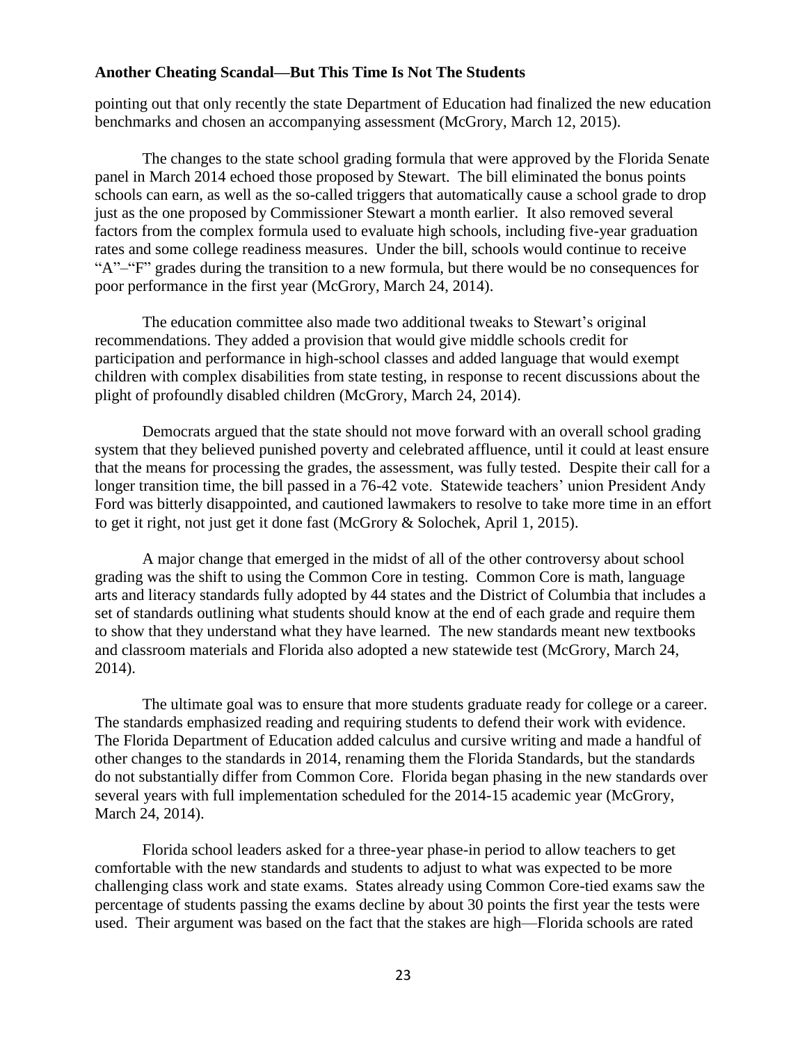pointing out that only recently the state Department of Education had finalized the new education benchmarks and chosen an accompanying assessment (McGrory, March 12, 2015).

The changes to the state school grading formula that were approved by the Florida Senate panel in March 2014 echoed those proposed by Stewart. The bill eliminated the bonus points schools can earn, as well as the so-called triggers that automatically cause a school grade to drop just as the one proposed by Commissioner Stewart a month earlier. It also removed several factors from the complex formula used to evaluate high schools, including five-year graduation rates and some college readiness measures. Under the bill, schools would continue to receive "A"–"F" grades during the transition to a new formula, but there would be no consequences for poor performance in the first year (McGrory, March 24, 2014).

The education committee also made two additional tweaks to Stewart's original recommendations. They added a provision that would give middle schools credit for participation and performance in high-school classes and added language that would exempt children with complex disabilities from state testing, in response to recent discussions about the plight of profoundly disabled children (McGrory, March 24, 2014).

Democrats argued that the state should not move forward with an overall school grading system that they believed punished poverty and celebrated affluence, until it could at least ensure that the means for processing the grades, the assessment, was fully tested. Despite their call for a longer transition time, the bill passed in a 76-42 vote. Statewide teachers' union President Andy Ford was bitterly disappointed, and cautioned lawmakers to resolve to take more time in an effort to get it right, not just get it done fast (McGrory & Solochek, April 1, 2015).

A major change that emerged in the midst of all of the other controversy about school grading was the shift to using the Common Core in testing. Common Core is math, language arts and literacy standards fully adopted by 44 states and the District of Columbia that includes a set of standards outlining what students should know at the end of each grade and require them to show that they understand what they have learned. The new standards meant new textbooks and classroom materials and Florida also adopted a new statewide test (McGrory, March 24, 2014).

The ultimate goal was to ensure that more students graduate ready for college or a career. The standards emphasized reading and requiring students to defend their work with evidence. The Florida Department of Education added calculus and cursive writing and made a handful of other changes to the standards in 2014, renaming them the Florida Standards, but the standards do not substantially differ from Common Core. Florida began phasing in the new standards over several years with full implementation scheduled for the 2014-15 academic year (McGrory, March 24, 2014).

Florida school leaders asked for a three-year phase-in period to allow teachers to get comfortable with the new standards and students to adjust to what was expected to be more challenging class work and state exams. States already using Common Core-tied exams saw the percentage of students passing the exams decline by about 30 points the first year the tests were used. Their argument was based on the fact that the stakes are high—Florida schools are rated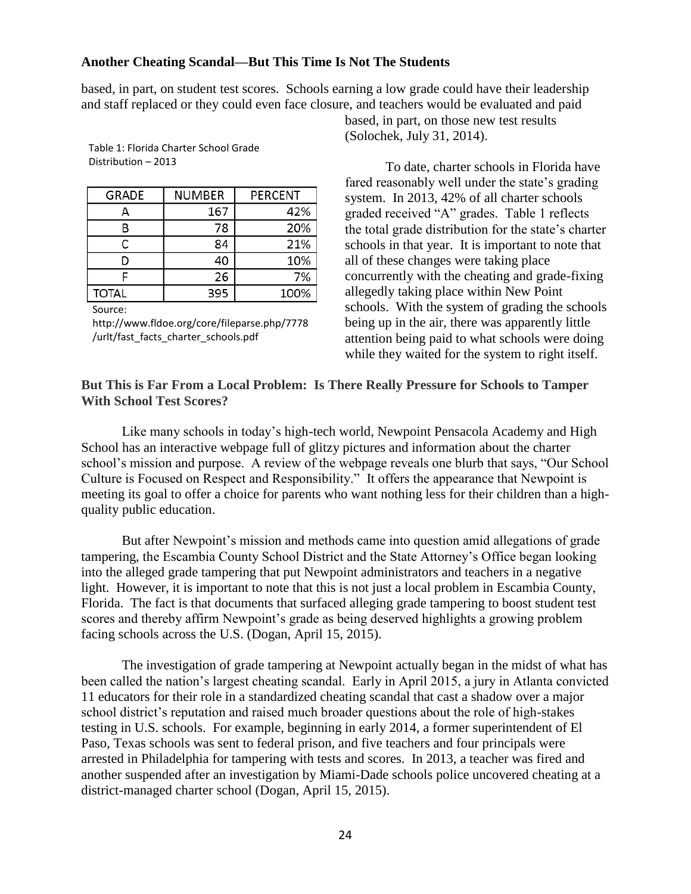**Another Cheating Scandal—But This Time Is Not The Students**

based, in part, on student test scores. Schools earning a low grade could have their leadership and staff replaced or they could even face closure, and teachers would be evaluated and paid based, in part, on those new test results (Solochek, July 31, 2014).

Table 1: Florida Charter School Grade Distribution – 2013

| GRADE | NUMBER | PERCENT |
|---|---|---|
| A | 167 | 42% |
| B | 78 | 20% |
| C | 84 | 21% |
| D | 40 | 10% |
| F | 26 | 7% |
| TOTAL | 395 | 100% |

Source: http://www.fldoe.org/core/fileparse.php/7778/urlt/fast_facts_charter_schools.pdf

To date, charter schools in Florida have fared reasonably well under the state's grading system. In 2013, 42% of all charter schools graded received "A" grades. Table 1 reflects the total grade distribution for the state's charter schools in that year. It is important to note that all of these changes were taking place concurrently with the cheating and grade-fixing allegedly taking place within New Point schools. With the system of grading the schools being up in the air, there was apparently little attention being paid to what schools were doing while they waited for the system to right itself.

**But This is Far From a Local Problem: Is There Really Pressure for Schools to Tamper With School Test Scores?**

Like many schools in today's high-tech world, Newpoint Pensacola Academy and High School has an interactive webpage full of glitzy pictures and information about the charter school's mission and purpose. A review of the webpage reveals one blurb that says, "Our School Culture is Focused on Respect and Responsibility." It offers the appearance that Newpoint is meeting its goal to offer a choice for parents who want nothing less for their children than a high-quality public education.

But after Newpoint's mission and methods came into question amid allegations of grade tampering, the Escambia County School District and the State Attorney's Office began looking into the alleged grade tampering that put Newpoint administrators and teachers in a negative light. However, it is important to note that this is not just a local problem in Escambia County, Florida. The fact is that documents that surfaced alleging grade tampering to boost student test scores and thereby affirm Newpoint's grade as being deserved highlights a growing problem facing schools across the U.S. (Dogan, April 15, 2015).

The investigation of grade tampering at Newpoint actually began in the midst of what has been called the nation's largest cheating scandal. Early in April 2015, a jury in Atlanta convicted 11 educators for their role in a standardized cheating scandal that cast a shadow over a major school district's reputation and raised much broader questions about the role of high-stakes testing in U.S. schools. For example, beginning in early 2014, a former superintendent of El Paso, Texas schools was sent to federal prison, and five teachers and four principals were arrested in Philadelphia for tampering with tests and scores. In 2013, a teacher was fired and another suspended after an investigation by Miami-Dade schools police uncovered cheating at a district-managed charter school (Dogan, April 15, 2015).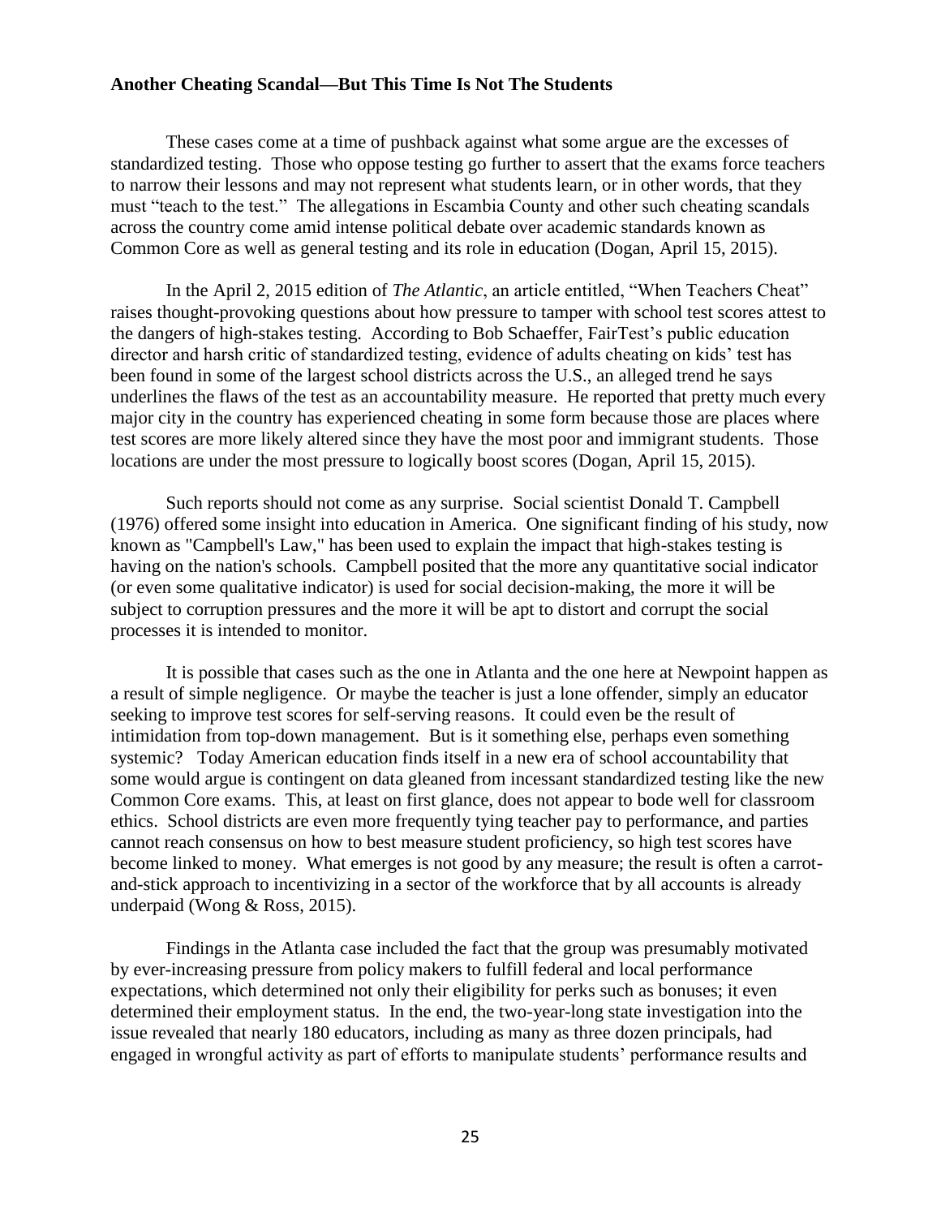**Another Cheating Scandal—But This Time Is Not The Students**

These cases come at a time of pushback against what some argue are the excesses of standardized testing. Those who oppose testing go further to assert that the exams force teachers to narrow their lessons and may not represent what students learn, or in other words, that they must "teach to the test." The allegations in Escambia County and other such cheating scandals across the country come amid intense political debate over academic standards known as Common Core as well as general testing and its role in education (Dogan, April 15, 2015).

In the April 2, 2015 edition of *The Atlantic*, an article entitled, "When Teachers Cheat" raises thought-provoking questions about how pressure to tamper with school test scores attest to the dangers of high-stakes testing. According to Bob Schaeffer, FairTest's public education director and harsh critic of standardized testing, evidence of adults cheating on kids' test has been found in some of the largest school districts across the U.S., an alleged trend he says underlines the flaws of the test as an accountability measure. He reported that pretty much every major city in the country has experienced cheating in some form because those are places where test scores are more likely altered since they have the most poor and immigrant students. Those locations are under the most pressure to logically boost scores (Dogan, April 15, 2015).

Such reports should not come as any surprise. Social scientist Donald T. Campbell (1976) offered some insight into education in America. One significant finding of his study, now known as "Campbell's Law," has been used to explain the impact that high-stakes testing is having on the nation's schools. Campbell posited that the more any quantitative social indicator (or even some qualitative indicator) is used for social decision-making, the more it will be subject to corruption pressures and the more it will be apt to distort and corrupt the social processes it is intended to monitor.

It is possible that cases such as the one in Atlanta and the one here at Newpoint happen as a result of simple negligence. Or maybe the teacher is just a lone offender, simply an educator seeking to improve test scores for self-serving reasons. It could even be the result of intimidation from top-down management. But is it something else, perhaps even something systemic? Today American education finds itself in a new era of school accountability that some would argue is contingent on data gleaned from incessant standardized testing like the new Common Core exams. This, at least on first glance, does not appear to bode well for classroom ethics. School districts are even more frequently tying teacher pay to performance, and parties cannot reach consensus on how to best measure student proficiency, so high test scores have become linked to money. What emerges is not good by any measure; the result is often a carrot-and-stick approach to incentivizing in a sector of the workforce that by all accounts is already underpaid (Wong & Ross, 2015).

Findings in the Atlanta case included the fact that the group was presumably motivated by ever-increasing pressure from policy makers to fulfill federal and local performance expectations, which determined not only their eligibility for perks such as bonuses; it even determined their employment status. In the end, the two-year-long state investigation into the issue revealed that nearly 180 educators, including as many as three dozen principals, had engaged in wrongful activity as part of efforts to manipulate students' performance results and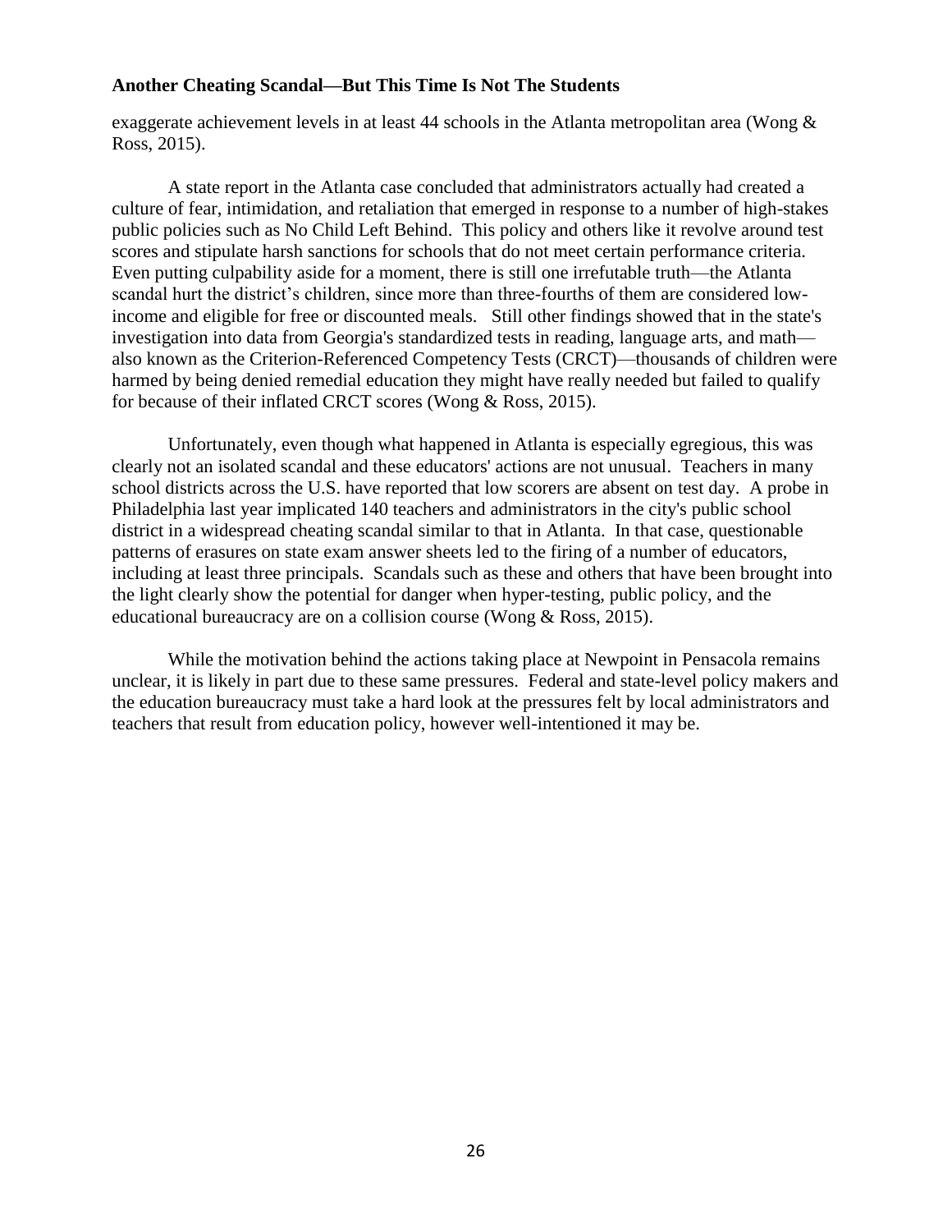exaggerate achievement levels in at least 44 schools in the Atlanta metropolitan area (Wong & Ross, 2015).

A state report in the Atlanta case concluded that administrators actually had created a culture of fear, intimidation, and retaliation that emerged in response to a number of high-stakes public policies such as No Child Left Behind. This policy and others like it revolve around test scores and stipulate harsh sanctions for schools that do not meet certain performance criteria. Even putting culpability aside for a moment, there is still one irrefutable truth—the Atlanta scandal hurt the district's children, since more than three-fourths of them are considered low-income and eligible for free or discounted meals. Still other findings showed that in the state's investigation into data from Georgia's standardized tests in reading, language arts, and math—also known as the Criterion-Referenced Competency Tests (CRCT)—thousands of children were harmed by being denied remedial education they might have really needed but failed to qualify for because of their inflated CRCT scores (Wong & Ross, 2015).

Unfortunately, even though what happened in Atlanta is especially egregious, this was clearly not an isolated scandal and these educators' actions are not unusual. Teachers in many school districts across the U.S. have reported that low scorers are absent on test day. A probe in Philadelphia last year implicated 140 teachers and administrators in the city's public school district in a widespread cheating scandal similar to that in Atlanta. In that case, questionable patterns of erasures on state exam answer sheets led to the firing of a number of educators, including at least three principals. Scandals such as these and others that have been brought into the light clearly show the potential for danger when hyper-testing, public policy, and the educational bureaucracy are on a collision course (Wong & Ross, 2015).

While the motivation behind the actions taking place at Newpoint in Pensacola remains unclear, it is likely in part due to these same pressures. Federal and state-level policy makers and the education bureaucracy must take a hard look at the pressures felt by local administrators and teachers that result from education policy, however well-intentioned it may be.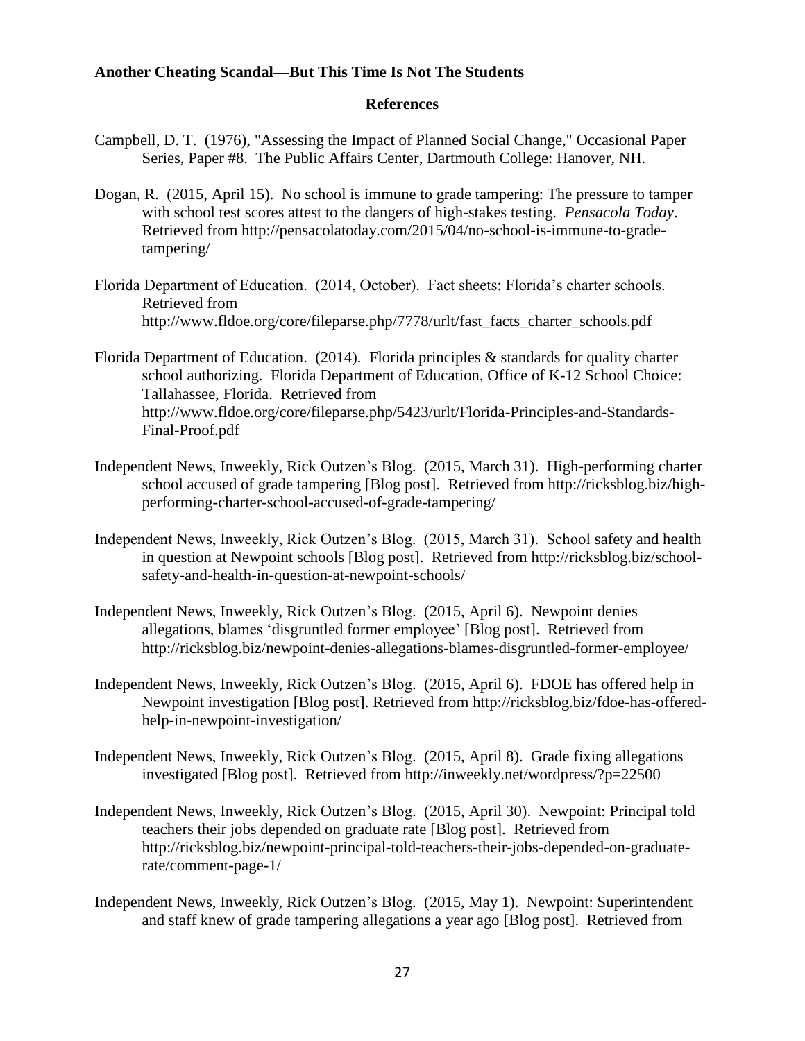**Another Cheating Scandal—But This Time Is Not The Students**

## References

Campbell, D. T. (1976), "Assessing the Impact of Planned Social Change," Occasional Paper Series, Paper #8. The Public Affairs Center, Dartmouth College: Hanover, NH.

Dogan, R. (2015, April 15). No school is immune to grade tampering: The pressure to tamper with school test scores attest to the dangers of high-stakes testing. *Pensacola Today*. Retrieved from http://pensacolatoday.com/2015/04/no-school-is-immune-to-grade-tampering/

Florida Department of Education. (2014, October). Fact sheets: Florida's charter schools. Retrieved from http://www.fldoe.org/core/fileparse.php/7778/urlt/fast_facts_charter_schools.pdf

Florida Department of Education. (2014). Florida principles & standards for quality charter school authorizing. Florida Department of Education, Office of K-12 School Choice: Tallahassee, Florida. Retrieved from http://www.fldoe.org/core/fileparse.php/5423/urlt/Florida-Principles-and-Standards-Final-Proof.pdf

Independent News, Inweekly, Rick Outzen's Blog. (2015, March 31). High-performing charter school accused of grade tampering [Blog post]. Retrieved from http://ricksblog.biz/high-performing-charter-school-accused-of-grade-tampering/

Independent News, Inweekly, Rick Outzen's Blog. (2015, March 31). School safety and health in question at Newpoint schools [Blog post]. Retrieved from http://ricksblog.biz/school-safety-and-health-in-question-at-newpoint-schools/

Independent News, Inweekly, Rick Outzen's Blog. (2015, April 6). Newpoint denies allegations, blames 'disgruntled former employee' [Blog post]. Retrieved from http://ricksblog.biz/newpoint-denies-allegations-blames-disgruntled-former-employee/

Independent News, Inweekly, Rick Outzen's Blog. (2015, April 6). FDOE has offered help in Newpoint investigation [Blog post]. Retrieved from http://ricksblog.biz/fdoe-has-offered-help-in-newpoint-investigation/

Independent News, Inweekly, Rick Outzen's Blog. (2015, April 8). Grade fixing allegations investigated [Blog post]. Retrieved from http://inweekly.net/wordpress/?p=22500

Independent News, Inweekly, Rick Outzen's Blog. (2015, April 30). Newpoint: Principal told teachers their jobs depended on graduate rate [Blog post]. Retrieved from http://ricksblog.biz/newpoint-principal-told-teachers-their-jobs-depended-on-graduate-rate/comment-page-1/

Independent News, Inweekly, Rick Outzen's Blog. (2015, May 1). Newpoint: Superintendent and staff knew of grade tampering allegations a year ago [Blog post]. Retrieved from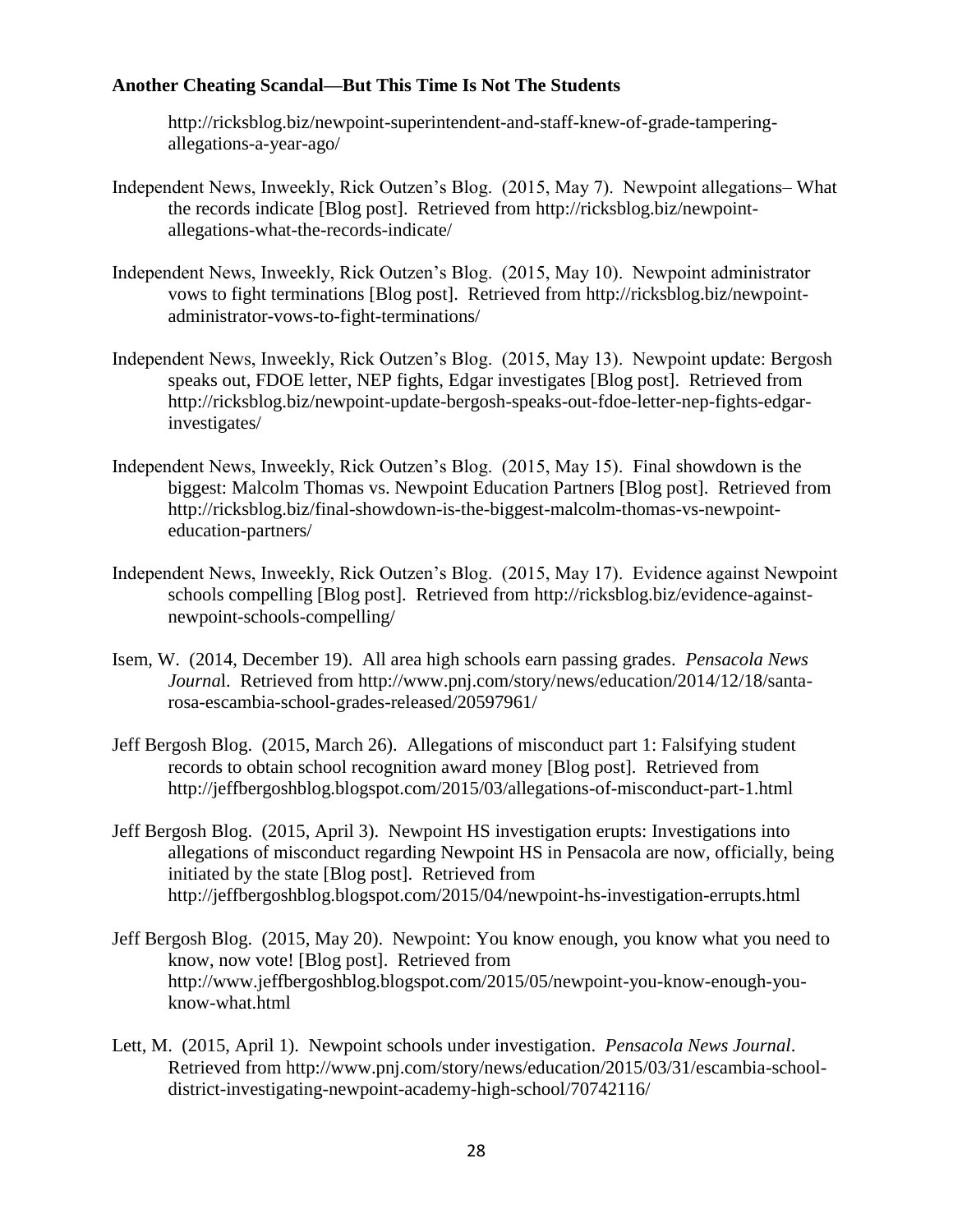http://ricksblog.biz/newpoint-superintendent-and-staff-knew-of-grade-tampering-allegations-a-year-ago/

Independent News, Inweekly, Rick Outzen's Blog. (2015, May 7). Newpoint allegations– What the records indicate [Blog post]. Retrieved from http://ricksblog.biz/newpoint-allegations-what-the-records-indicate/

Independent News, Inweekly, Rick Outzen's Blog. (2015, May 10). Newpoint administrator vows to fight terminations [Blog post]. Retrieved from http://ricksblog.biz/newpoint-administrator-vows-to-fight-terminations/

Independent News, Inweekly, Rick Outzen's Blog. (2015, May 13). Newpoint update: Bergosh speaks out, FDOE letter, NEP fights, Edgar investigates [Blog post]. Retrieved from http://ricksblog.biz/newpoint-update-bergosh-speaks-out-fdoe-letter-nep-fights-edgar-investigates/

Independent News, Inweekly, Rick Outzen's Blog. (2015, May 15). Final showdown is the biggest: Malcolm Thomas vs. Newpoint Education Partners [Blog post]. Retrieved from http://ricksblog.biz/final-showdown-is-the-biggest-malcolm-thomas-vs-newpoint-education-partners/

Independent News, Inweekly, Rick Outzen's Blog. (2015, May 17). Evidence against Newpoint schools compelling [Blog post]. Retrieved from http://ricksblog.biz/evidence-against-newpoint-schools-compelling/

Isem, W. (2014, December 19). All area high schools earn passing grades. *Pensacola News Journa*l. Retrieved from http://www.pnj.com/story/news/education/2014/12/18/santa-rosa-escambia-school-grades-released/20597961/

Jeff Bergosh Blog. (2015, March 26). Allegations of misconduct part 1: Falsifying student records to obtain school recognition award money [Blog post]. Retrieved from http://jeffbergoshblog.blogspot.com/2015/03/allegations-of-misconduct-part-1.html

Jeff Bergosh Blog. (2015, April 3). Newpoint HS investigation erupts: Investigations into allegations of misconduct regarding Newpoint HS in Pensacola are now, officially, being initiated by the state [Blog post]. Retrieved from http://jeffbergoshblog.blogspot.com/2015/04/newpoint-hs-investigation-errupts.html

Jeff Bergosh Blog. (2015, May 20). Newpoint: You know enough, you know what you need to know, now vote! [Blog post]. Retrieved from http://www.jeffbergoshblog.blogspot.com/2015/05/newpoint-you-know-enough-you-know-what.html

Lett, M. (2015, April 1). Newpoint schools under investigation. *Pensacola News Journal*. Retrieved from http://www.pnj.com/story/news/education/2015/03/31/escambia-school-district-investigating-newpoint-academy-high-school/70742116/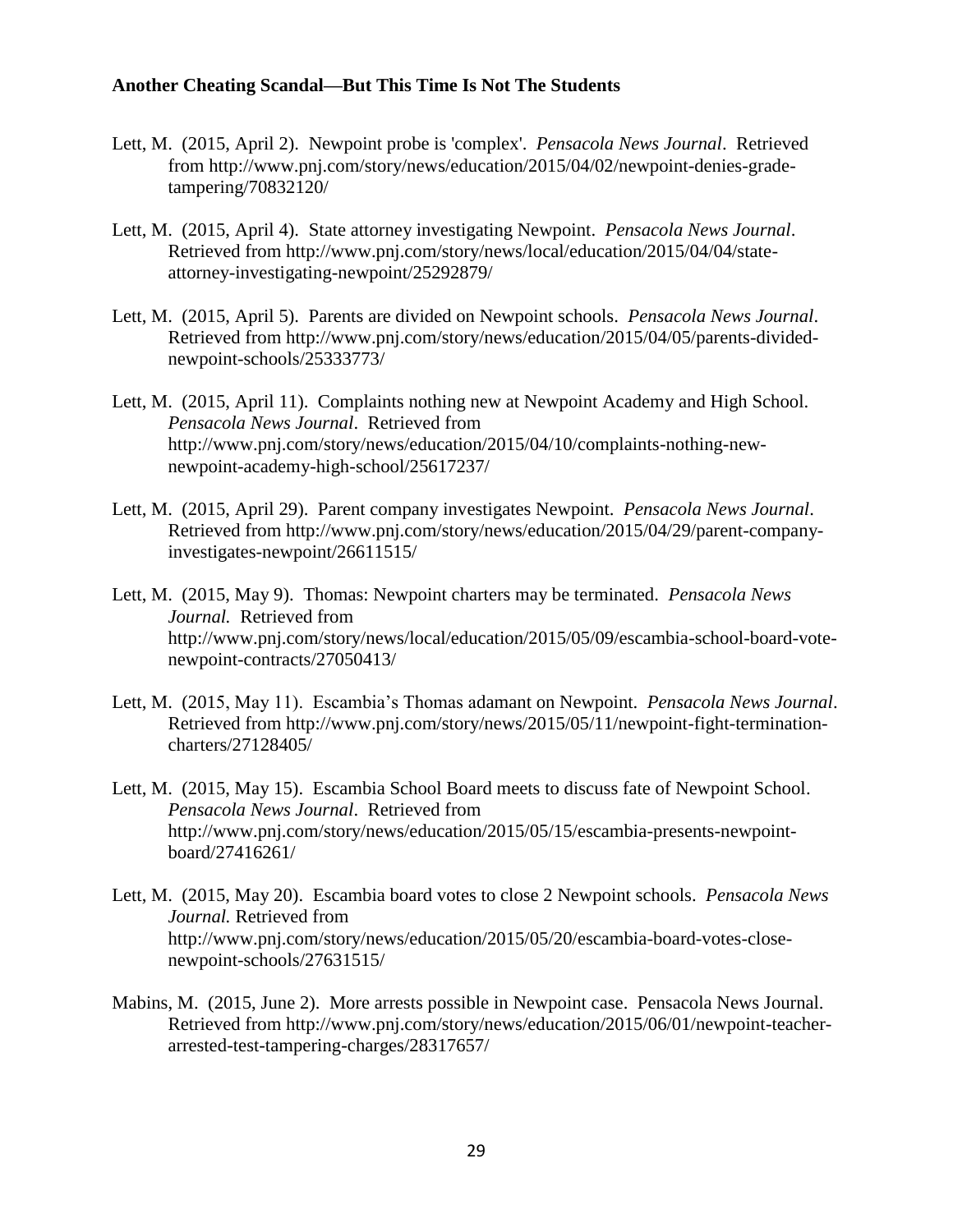Lett, M. (2015, April 2). Newpoint probe is 'complex'. *Pensacola News Journal*. Retrieved from http://www.pnj.com/story/news/education/2015/04/02/newpoint-denies-grade-tampering/70832120/

Lett, M. (2015, April 4). State attorney investigating Newpoint. *Pensacola News Journal*. Retrieved from http://www.pnj.com/story/news/local/education/2015/04/04/state-attorney-investigating-newpoint/25292879/

Lett, M. (2015, April 5). Parents are divided on Newpoint schools. *Pensacola News Journal*. Retrieved from http://www.pnj.com/story/news/education/2015/04/05/parents-divided-newpoint-schools/25333773/

Lett, M. (2015, April 11). Complaints nothing new at Newpoint Academy and High School. *Pensacola News Journal*. Retrieved from http://www.pnj.com/story/news/education/2015/04/10/complaints-nothing-new-newpoint-academy-high-school/25617237/

Lett, M. (2015, April 29). Parent company investigates Newpoint. *Pensacola News Journal*. Retrieved from http://www.pnj.com/story/news/education/2015/04/29/parent-company-investigates-newpoint/26611515/

Lett, M. (2015, May 9). Thomas: Newpoint charters may be terminated. *Pensacola News Journal.* Retrieved from http://www.pnj.com/story/news/local/education/2015/05/09/escambia-school-board-vote-newpoint-contracts/27050413/

Lett, M. (2015, May 11). Escambia's Thomas adamant on Newpoint. *Pensacola News Journal*. Retrieved from http://www.pnj.com/story/news/2015/05/11/newpoint-fight-termination-charters/27128405/

Lett, M. (2015, May 15). Escambia School Board meets to discuss fate of Newpoint School. *Pensacola News Journal*. Retrieved from http://www.pnj.com/story/news/education/2015/05/15/escambia-presents-newpoint-board/27416261/

Lett, M. (2015, May 20). Escambia board votes to close 2 Newpoint schools. *Pensacola News Journal.* Retrieved from http://www.pnj.com/story/news/education/2015/05/20/escambia-board-votes-close-newpoint-schools/27631515/

Mabins, M. (2015, June 2). More arrests possible in Newpoint case. Pensacola News Journal. Retrieved from http://www.pnj.com/story/news/education/2015/06/01/newpoint-teacher-arrested-test-tampering-charges/28317657/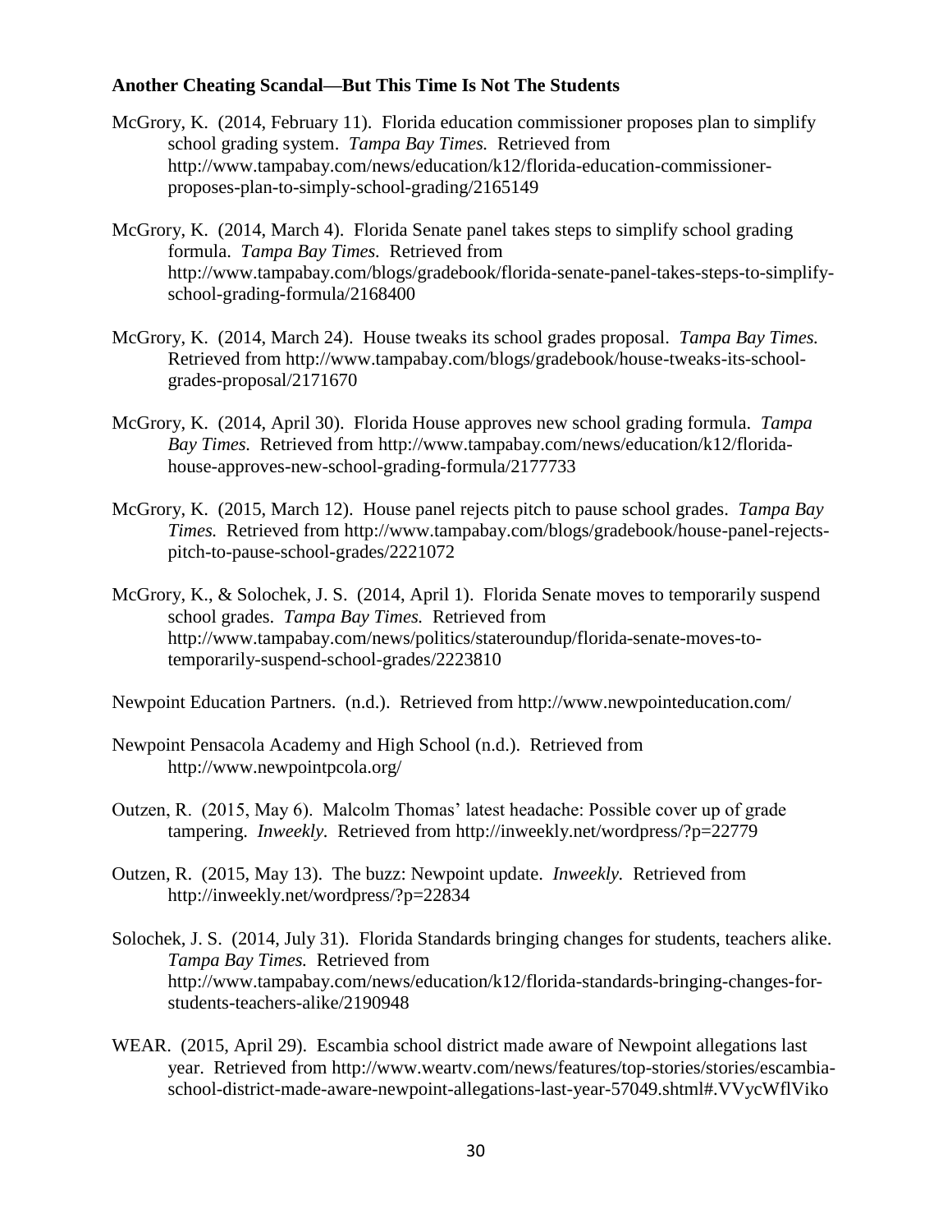**Another Cheating Scandal—But This Time Is Not The Students**

McGrory, K. (2014, February 11). Florida education commissioner proposes plan to simplify school grading system. *Tampa Bay Times.* Retrieved from http://www.tampabay.com/news/education/k12/florida-education-commissioner-proposes-plan-to-simply-school-grading/2165149

McGrory, K. (2014, March 4). Florida Senate panel takes steps to simplify school grading formula. *Tampa Bay Times.* Retrieved from http://www.tampabay.com/blogs/gradebook/florida-senate-panel-takes-steps-to-simplify-school-grading-formula/2168400

McGrory, K. (2014, March 24). House tweaks its school grades proposal. *Tampa Bay Times.* Retrieved from http://www.tampabay.com/blogs/gradebook/house-tweaks-its-school-grades-proposal/2171670

McGrory, K. (2014, April 30). Florida House approves new school grading formula. *Tampa Bay Times.* Retrieved from http://www.tampabay.com/news/education/k12/florida-house-approves-new-school-grading-formula/2177733

McGrory, K. (2015, March 12). House panel rejects pitch to pause school grades. *Tampa Bay Times.* Retrieved from http://www.tampabay.com/blogs/gradebook/house-panel-rejects-pitch-to-pause-school-grades/2221072

McGrory, K., & Solochek, J. S. (2014, April 1). Florida Senate moves to temporarily suspend school grades. *Tampa Bay Times.* Retrieved from http://www.tampabay.com/news/politics/stateroundup/florida-senate-moves-to-temporarily-suspend-school-grades/2223810

Newpoint Education Partners. (n.d.). Retrieved from http://www.newpointeducation.com/

Newpoint Pensacola Academy and High School (n.d.). Retrieved from http://www.newpointpcola.org/

Outzen, R. (2015, May 6). Malcolm Thomas' latest headache: Possible cover up of grade tampering. *Inweekly.* Retrieved from http://inweekly.net/wordpress/?p=22779

Outzen, R. (2015, May 13). The buzz: Newpoint update. *Inweekly.* Retrieved from http://inweekly.net/wordpress/?p=22834

Solochek, J. S. (2014, July 31). Florida Standards bringing changes for students, teachers alike. *Tampa Bay Times.* Retrieved from http://www.tampabay.com/news/education/k12/florida-standards-bringing-changes-for-students-teachers-alike/2190948

WEAR. (2015, April 29). Escambia school district made aware of Newpoint allegations last year. Retrieved from http://www.weartv.com/news/features/top-stories/stories/escambia-school-district-made-aware-newpoint-allegations-last-year-57049.shtml#.VVycWflViko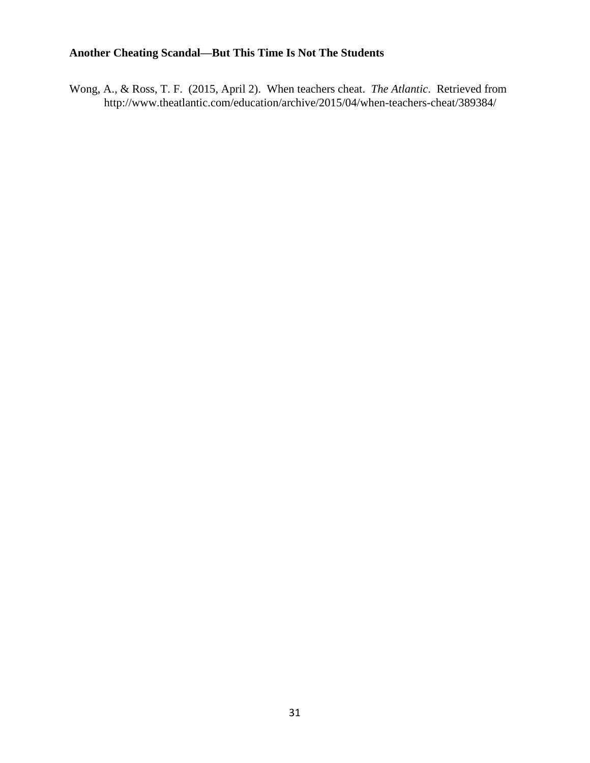**Another Cheating Scandal—But This Time Is Not The Students**

Wong, A., & Ross, T. F. (2015, April 2). When teachers cheat. *The Atlantic*. Retrieved from http://www.theatlantic.com/education/archive/2015/04/when-teachers-cheat/389384/